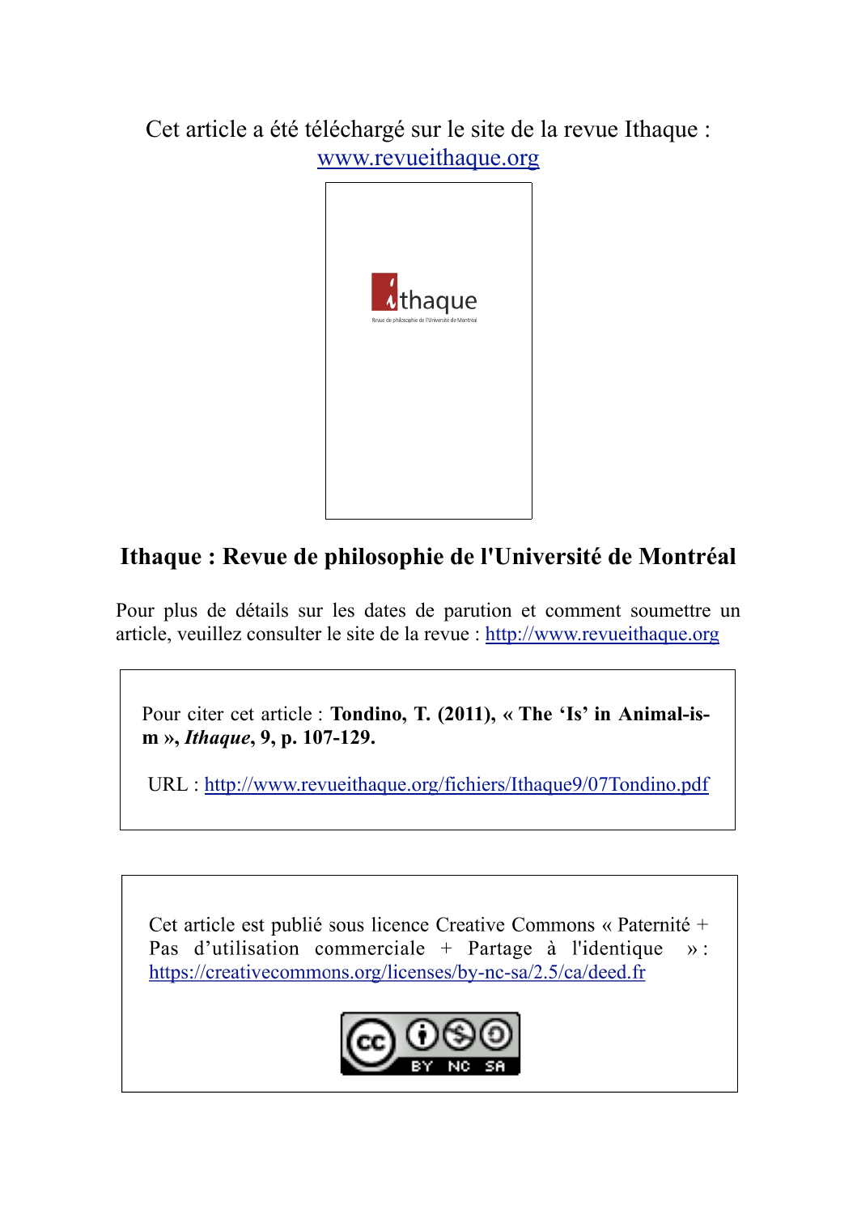Cet article a été téléchargé sur le site de la revue Ithaque : [www.revueithaque.org](http://www.revueithaque.org)

**Ithaque : Revue de philosophie de l'Université de Montréal**

Pour plus de détails sur les dates de parution et comment soumettre un article, veuillez consulter le site de la revue : http://www.revueithaque.org

Pour citer cet article : **Tondino, T. (2011), « The 'Is' in Animal-is-m », *Ithaque*, 9, p. 107-129.**

URL : http://www.revueithaque.org/fichiers/Ithaque9/07Tondino.pdf

Cet article est publié sous licence Creative Commons « Paternité + Pas d'utilisation commerciale + Partage à l'identique » : https://creativecommons.org/licenses/by-nc-sa/2.5/ca/deed.fr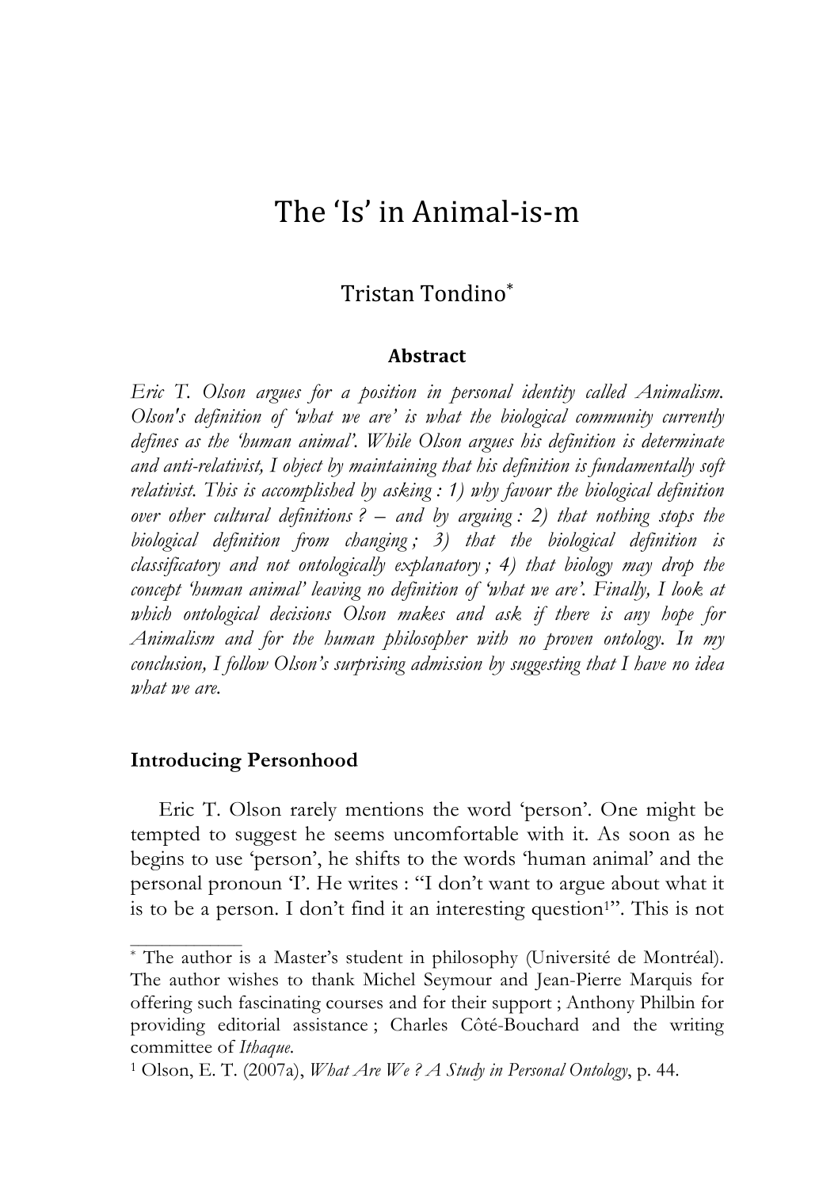# The 'Is' in Animal-is-m

## Tristan Tondino*

### Abstract

*Eric T. Olson argues for a position in personal identity called Animalism. Olson's definition of 'what we are' is what the biological community currently defines as the 'human animal'. While Olson argues his definition is determinate and anti-relativist, I object by maintaining that his definition is fundamentally soft relativist. This is accomplished by asking : 1) why favour the biological definition over other cultural definitions ? – and by arguing : 2) that nothing stops the biological definition from changing ; 3) that the biological definition is classificatory and not ontologically explanatory ; 4) that biology may drop the concept 'human animal' leaving no definition of 'what we are'. Finally, I look at which ontological decisions Olson makes and ask if there is any hope for Animalism and for the human philosopher with no proven ontology. In my conclusion, I follow Olson's surprising admission by suggesting that I have no idea what we are.*

### Introducing Personhood

Eric T. Olson rarely mentions the word 'person'. One might be tempted to suggest he seems uncomfortable with it. As soon as he begins to use 'person', he shifts to the words 'human animal' and the personal pronoun 'I'. He writes : "I don't want to argue about what it is to be a person. I don't find it an interesting question[1]". This is not

---

\* The author is a Master's student in philosophy (Université de Montréal). The author wishes to thank Michel Seymour and Jean-Pierre Marquis for offering such fascinating courses and for their support ; Anthony Philbin for providing editorial assistance ; Charles Côté-Bouchard and the writing committee of *Ithaque*.

[1] Olson, E. T. (2007a), *What Are We ? A Study in Personal Ontology*, p. 44.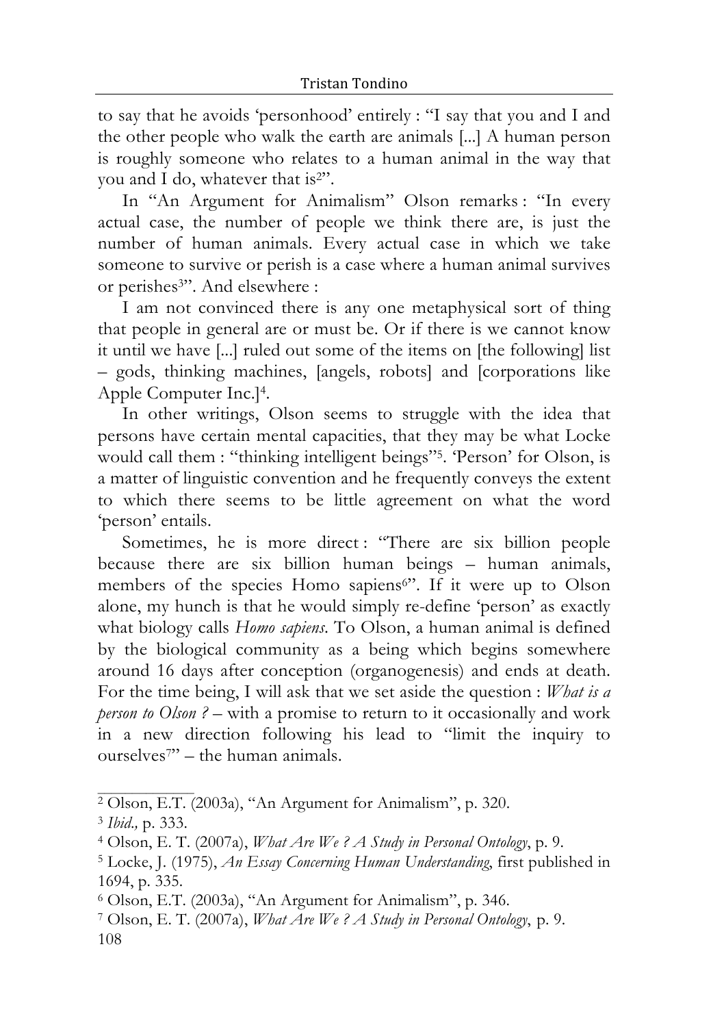to say that he avoids 'personhood' entirely : "I say that you and I and the other people who walk the earth are animals [...] A human person is roughly someone who relates to a human animal in the way that you and I do, whatever that is[2]".

In "An Argument for Animalism" Olson remarks : "In every actual case, the number of people we think there are, is just the number of human animals. Every actual case in which we take someone to survive or perish is a case where a human animal survives or perishes[3]". And elsewhere :

I am not convinced there is any one metaphysical sort of thing that people in general are or must be. Or if there is we cannot know it until we have [...] ruled out some of the items on [the following] list – gods, thinking machines, [angels, robots] and [corporations like Apple Computer Inc.][4].

In other writings, Olson seems to struggle with the idea that persons have certain mental capacities, that they may be what Locke would call them : "thinking intelligent beings"[5]. 'Person' for Olson, is a matter of linguistic convention and he frequently conveys the extent to which there seems to be little agreement on what the word 'person' entails.

Sometimes, he is more direct : "There are six billion people because there are six billion human beings – human animals, members of the species Homo sapiens[6]". If it were up to Olson alone, my hunch is that he would simply re-define 'person' as exactly what biology calls *Homo sapiens*. To Olson, a human animal is defined by the biological community as a being which begins somewhere around 16 days after conception (organogenesis) and ends at death. For the time being, I will ask that we set aside the question : *What is a person to Olson ?* – with a promise to return to it occasionally and work in a new direction following his lead to "limit the inquiry to ourselves[7]" – the human animals.

---

[2] Olson, E.T. (2003a), "An Argument for Animalism", p. 320.

[3] *Ibid.,* p. 333.

[4] Olson, E. T. (2007a), *What Are We ? A Study in Personal Ontology*, p. 9.

[5] Locke, J. (1975), *An Essay Concerning Human Understanding*, first published in 1694, p. 335.

[6] Olson, E.T. (2003a), "An Argument for Animalism", p. 346.

[7] Olson, E. T. (2007a), *What Are We ? A Study in Personal Ontology*, p. 9.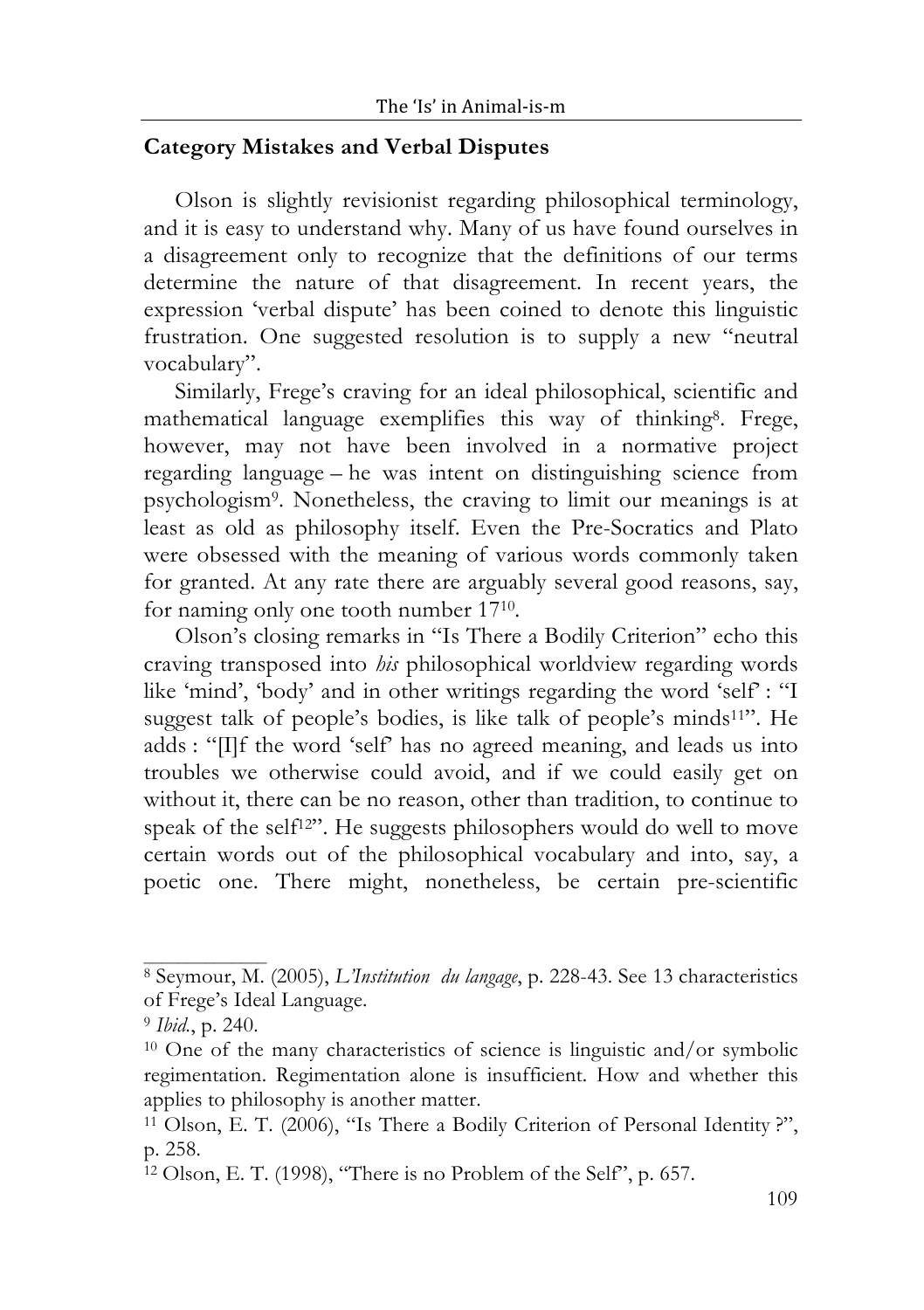## Category Mistakes and Verbal Disputes

Olson is slightly revisionist regarding philosophical terminology, and it is easy to understand why. Many of us have found ourselves in a disagreement only to recognize that the definitions of our terms determine the nature of that disagreement. In recent years, the expression 'verbal dispute' has been coined to denote this linguistic frustration. One suggested resolution is to supply a new "neutral vocabulary".

Similarly, Frege's craving for an ideal philosophical, scientific and mathematical language exemplifies this way of thinking[8]. Frege, however, may not have been involved in a normative project regarding language – he was intent on distinguishing science from psychologism[9]. Nonetheless, the craving to limit our meanings is at least as old as philosophy itself. Even the Pre-Socratics and Plato were obsessed with the meaning of various words commonly taken for granted. At any rate there are arguably several good reasons, say, for naming only one tooth number 17[10].

Olson's closing remarks in "Is There a Bodily Criterion" echo this craving transposed into *his* philosophical worldview regarding words like 'mind', 'body' and in other writings regarding the word 'self' : "I suggest talk of people's bodies, is like talk of people's minds[11]". He adds : "[I]f the word 'self' has no agreed meaning, and leads us into troubles we otherwise could avoid, and if we could easily get on without it, there can be no reason, other than tradition, to continue to speak of the self[12]". He suggests philosophers would do well to move certain words out of the philosophical vocabulary and into, say, a poetic one. There might, nonetheless, be certain pre-scientific

---

[8] Seymour, M. (2005), *L'Institution du langage*, p. 228-43. See 13 characteristics of Frege's Ideal Language.

[9] *Ibid.*, p. 240.

[10] One of the many characteristics of science is linguistic and/or symbolic regimentation. Regimentation alone is insufficient. How and whether this applies to philosophy is another matter.

[11] Olson, E. T. (2006), "Is There a Bodily Criterion of Personal Identity ?", p. 258.

[12] Olson, E. T. (1998), "There is no Problem of the Self", p. 657.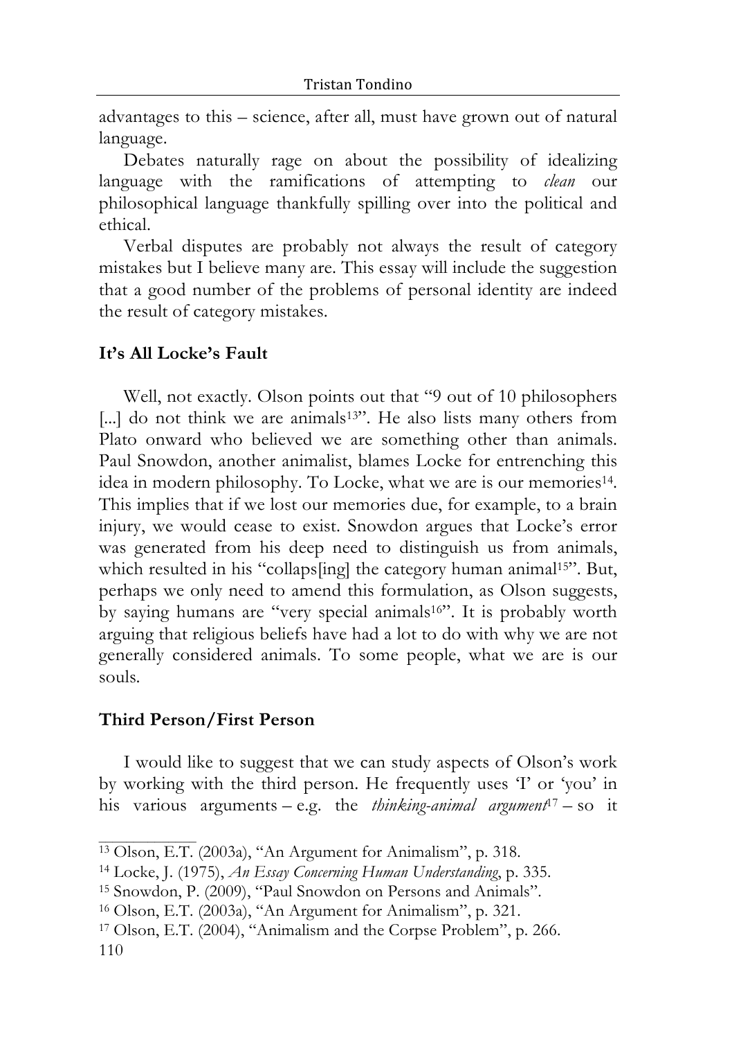advantages to this – science, after all, must have grown out of natural language.

Debates naturally rage on about the possibility of idealizing language with the ramifications of attempting to *clean* our philosophical language thankfully spilling over into the political and ethical.

Verbal disputes are probably not always the result of category mistakes but I believe many are. This essay will include the suggestion that a good number of the problems of personal identity are indeed the result of category mistakes.

## It's All Locke's Fault

Well, not exactly. Olson points out that "9 out of 10 philosophers [...] do not think we are animals[13]". He also lists many others from Plato onward who believed we are something other than animals. Paul Snowdon, another animalist, blames Locke for entrenching this idea in modern philosophy. To Locke, what we are is our memories[14]. This implies that if we lost our memories due, for example, to a brain injury, we would cease to exist. Snowdon argues that Locke's error was generated from his deep need to distinguish us from animals, which resulted in his "collaps[ing] the category human animal[15]". But, perhaps we only need to amend this formulation, as Olson suggests, by saying humans are "very special animals[16]". It is probably worth arguing that religious beliefs have had a lot to do with why we are not generally considered animals. To some people, what we are is our souls.

## Third Person/First Person

I would like to suggest that we can study aspects of Olson's work by working with the third person. He frequently uses 'I' or 'you' in his various arguments – e.g. the *thinking-animal argument*[17] – so it

---

[13] Olson, E.T. (2003a), "An Argument for Animalism", p. 318.

[14] Locke, J. (1975), *An Essay Concerning Human Understanding*, p. 335.

[15] Snowdon, P. (2009), "Paul Snowdon on Persons and Animals".

[16] Olson, E.T. (2003a), "An Argument for Animalism", p. 321.

[17] Olson, E.T. (2004), "Animalism and the Corpse Problem", p. 266.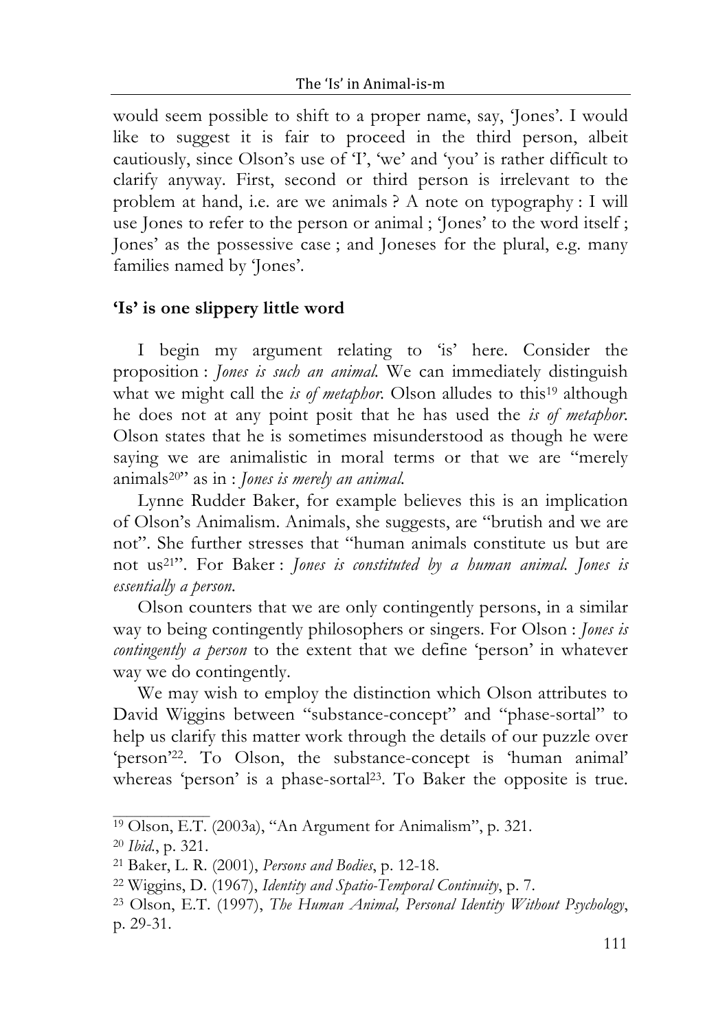would seem possible to shift to a proper name, say, 'Jones'. I would like to suggest it is fair to proceed in the third person, albeit cautiously, since Olson's use of 'I', 'we' and 'you' is rather difficult to clarify anyway. First, second or third person is irrelevant to the problem at hand, i.e. are we animals ? A note on typography : I will use Jones to refer to the person or animal ; 'Jones' to the word itself ; Jones' as the possessive case ; and Joneses for the plural, e.g. many families named by 'Jones'.

## 'Is' is one slippery little word

I begin my argument relating to 'is' here. Consider the proposition : *Jones is such an animal.* We can immediately distinguish what we might call the *is of metaphor.* Olson alludes to this[19] although he does not at any point posit that he has used the *is of metaphor.* Olson states that he is sometimes misunderstood as though he were saying we are animalistic in moral terms or that we are "merely animals[20]" as in : *Jones is merely an animal.*

Lynne Rudder Baker, for example believes this is an implication of Olson's Animalism. Animals, she suggests, are "brutish and we are not". She further stresses that "human animals constitute us but are not us[21]". For Baker : *Jones is constituted by a human animal. Jones is essentially a person.*

Olson counters that we are only contingently persons, in a similar way to being contingently philosophers or singers. For Olson : *Jones is contingently a person* to the extent that we define 'person' in whatever way we do contingently.

We may wish to employ the distinction which Olson attributes to David Wiggins between "substance-concept" and "phase-sortal" to help us clarify this matter work through the details of our puzzle over 'person'[22]. To Olson, the substance-concept is 'human animal' whereas 'person' is a phase-sortal[23]. To Baker the opposite is true.

---

[19] Olson, E.T. (2003a), "An Argument for Animalism", p. 321.

[20] *Ibid.*, p. 321.

[21] Baker, L. R. (2001), *Persons and Bodies*, p. 12-18.

[22] Wiggins, D. (1967), *Identity and Spatio-Temporal Continuity*, p. 7.

[23] Olson, E.T. (1997), *The Human Animal, Personal Identity Without Psychology*, p. 29-31.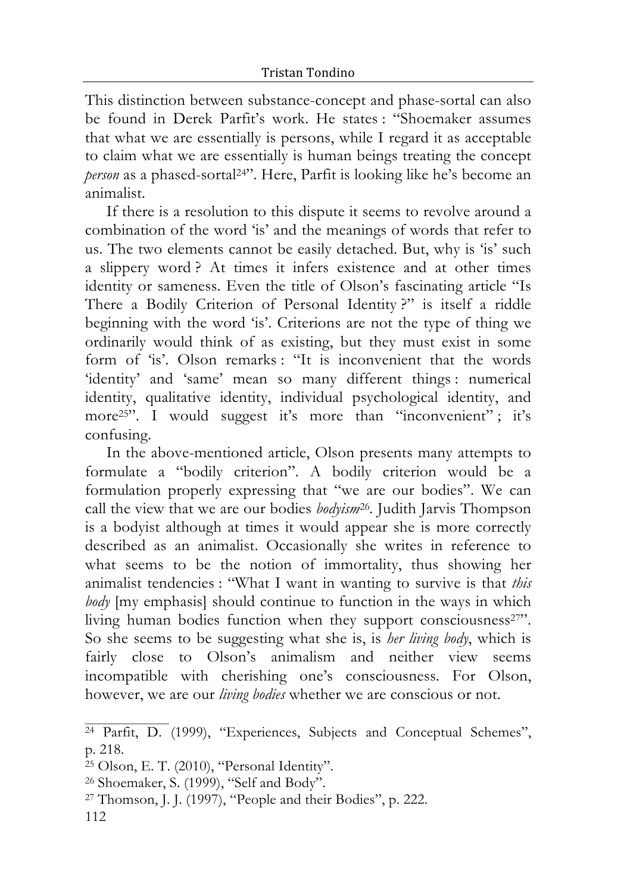This distinction between substance-concept and phase-sortal can also be found in Derek Parfit's work. He states : "Shoemaker assumes that what we are essentially is persons, while I regard it as acceptable to claim what we are essentially is human beings treating the concept *person* as a phased-sortal[24]". Here, Parfit is looking like he's become an animalist.

If there is a resolution to this dispute it seems to revolve around a combination of the word 'is' and the meanings of words that refer to us. The two elements cannot be easily detached. But, why is 'is' such a slippery word ? At times it infers existence and at other times identity or sameness. Even the title of Olson's fascinating article "Is There a Bodily Criterion of Personal Identity ?" is itself a riddle beginning with the word 'is'. Criterions are not the type of thing we ordinarily would think of as existing, but they must exist in some form of 'is'. Olson remarks : "It is inconvenient that the words 'identity' and 'same' mean so many different things : numerical identity, qualitative identity, individual psychological identity, and more[25]". I would suggest it's more than "inconvenient" ; it's confusing.

In the above-mentioned article, Olson presents many attempts to formulate a "bodily criterion". A bodily criterion would be a formulation properly expressing that "we are our bodies". We can call the view that we are our bodies *bodyism*[26]. Judith Jarvis Thompson is a bodyist although at times it would appear she is more correctly described as an animalist. Occasionally she writes in reference to what seems to be the notion of immortality, thus showing her animalist tendencies : "What I want in wanting to survive is that *this body* [my emphasis] should continue to function in the ways in which living human bodies function when they support consciousness[27]". So she seems to be suggesting what she is, is *her living body*, which is fairly close to Olson's animalism and neither view seems incompatible with cherishing one's consciousness. For Olson, however, we are our *living bodies* whether we are conscious or not.

---

[24] Parfit, D. (1999), "Experiences, Subjects and Conceptual Schemes", p. 218.

[25] Olson, E. T. (2010), "Personal Identity".

[26] Shoemaker, S. (1999), "Self and Body".

[27] Thomson, J. J. (1997), "People and their Bodies", p. 222.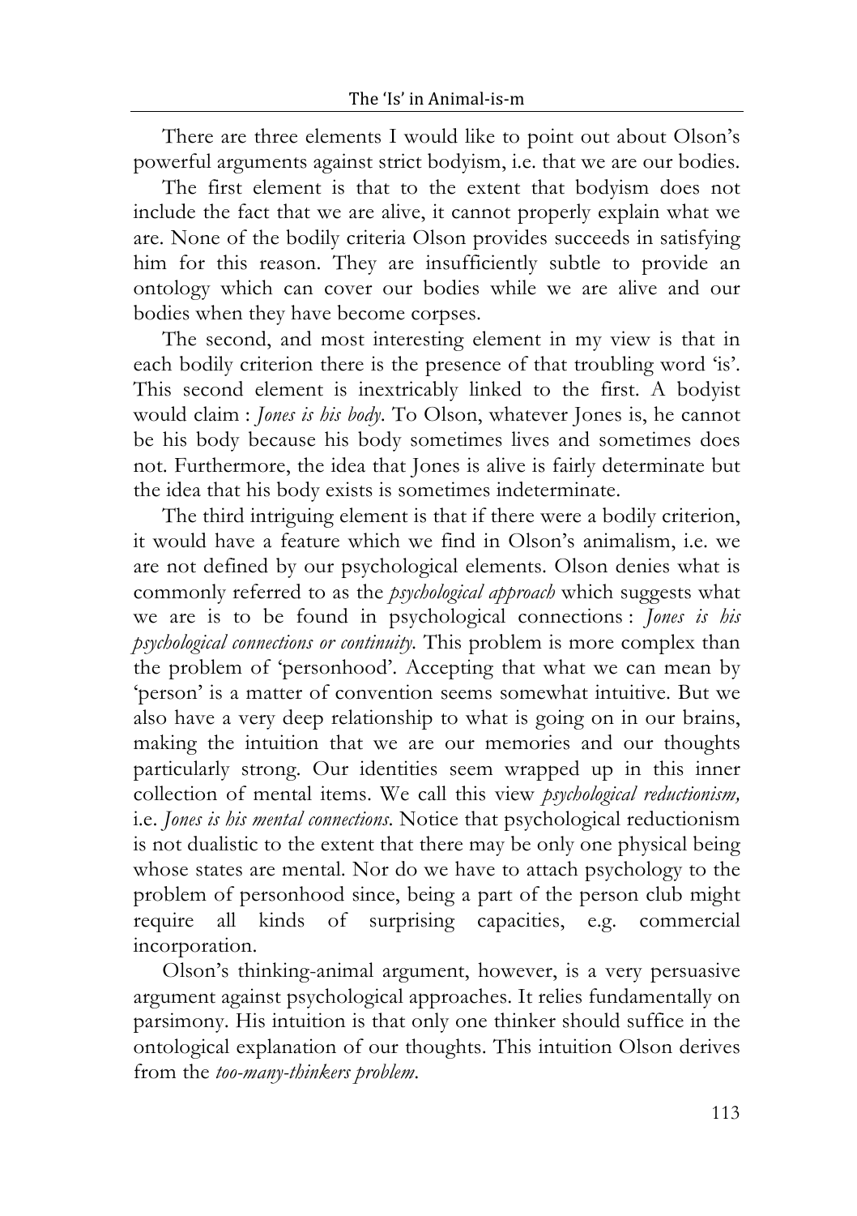There are three elements I would like to point out about Olson's powerful arguments against strict bodyism, i.e. that we are our bodies.

The first element is that to the extent that bodyism does not include the fact that we are alive, it cannot properly explain what we are. None of the bodily criteria Olson provides succeeds in satisfying him for this reason. They are insufficiently subtle to provide an ontology which can cover our bodies while we are alive and our bodies when they have become corpses.

The second, and most interesting element in my view is that in each bodily criterion there is the presence of that troubling word 'is'. This second element is inextricably linked to the first. A bodyist would claim : *Jones is his body*. To Olson, whatever Jones is, he cannot be his body because his body sometimes lives and sometimes does not. Furthermore, the idea that Jones is alive is fairly determinate but the idea that his body exists is sometimes indeterminate.

The third intriguing element is that if there were a bodily criterion, it would have a feature which we find in Olson's animalism, i.e. we are not defined by our psychological elements. Olson denies what is commonly referred to as the *psychological approach* which suggests what we are is to be found in psychological connections : *Jones is his psychological connections or continuity.* This problem is more complex than the problem of 'personhood'. Accepting that what we can mean by 'person' is a matter of convention seems somewhat intuitive. But we also have a very deep relationship to what is going on in our brains, making the intuition that we are our memories and our thoughts particularly strong. Our identities seem wrapped up in this inner collection of mental items. We call this view *psychological reductionism,* i.e. *Jones is his mental connections*. Notice that psychological reductionism is not dualistic to the extent that there may be only one physical being whose states are mental. Nor do we have to attach psychology to the problem of personhood since, being a part of the person club might require all kinds of surprising capacities, e.g. commercial incorporation.

Olson's thinking-animal argument, however, is a very persuasive argument against psychological approaches. It relies fundamentally on parsimony. His intuition is that only one thinker should suffice in the ontological explanation of our thoughts. This intuition Olson derives from the *too-many-thinkers problem*.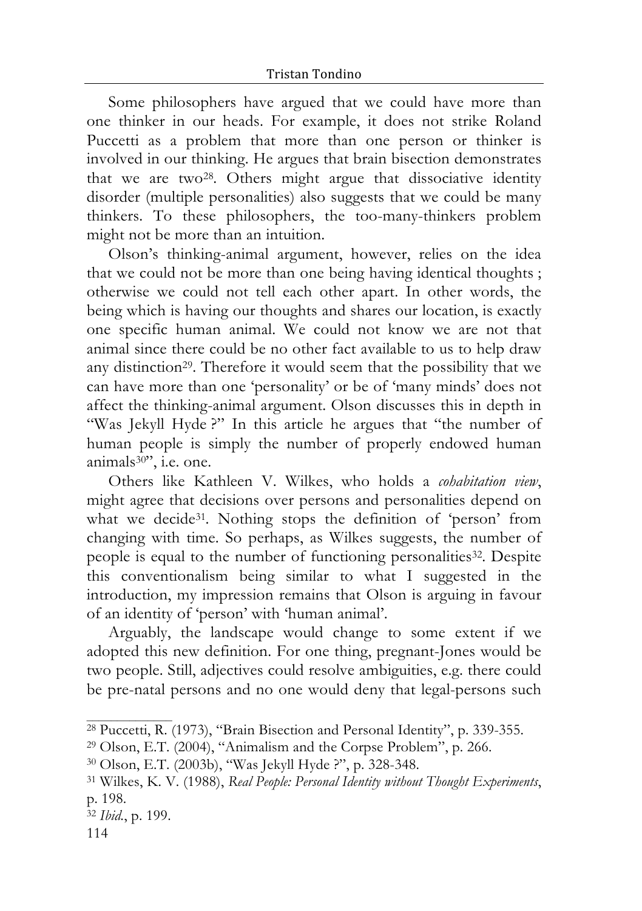Some philosophers have argued that we could have more than one thinker in our heads. For example, it does not strike Roland Puccetti as a problem that more than one person or thinker is involved in our thinking. He argues that brain bisection demonstrates that we are two[28]. Others might argue that dissociative identity disorder (multiple personalities) also suggests that we could be many thinkers. To these philosophers, the too-many-thinkers problem might not be more than an intuition.

Olson's thinking-animal argument, however, relies on the idea that we could not be more than one being having identical thoughts ; otherwise we could not tell each other apart. In other words, the being which is having our thoughts and shares our location, is exactly one specific human animal. We could not know we are not that animal since there could be no other fact available to us to help draw any distinction[29]. Therefore it would seem that the possibility that we can have more than one 'personality' or be of 'many minds' does not affect the thinking-animal argument. Olson discusses this in depth in "Was Jekyll Hyde ?" In this article he argues that "the number of human people is simply the number of properly endowed human animals[30]", i.e. one.

Others like Kathleen V. Wilkes, who holds a *cohabitation view*, might agree that decisions over persons and personalities depend on what we decide[31]. Nothing stops the definition of 'person' from changing with time. So perhaps, as Wilkes suggests, the number of people is equal to the number of functioning personalities[32]. Despite this conventionalism being similar to what I suggested in the introduction, my impression remains that Olson is arguing in favour of an identity of 'person' with 'human animal'.

Arguably, the landscape would change to some extent if we adopted this new definition. For one thing, pregnant-Jones would be two people. Still, adjectives could resolve ambiguities, e.g. there could be pre-natal persons and no one would deny that legal-persons such

---

[28] Puccetti, R. (1973), "Brain Bisection and Personal Identity", p. 339-355.

[29] Olson, E.T. (2004), "Animalism and the Corpse Problem", p. 266.

[30] Olson, E.T. (2003b), "Was Jekyll Hyde ?", p. 328-348.

[31] Wilkes, K. V. (1988), *Real People: Personal Identity without Thought Experiments*, p. 198.

[32] *Ibid.*, p. 199.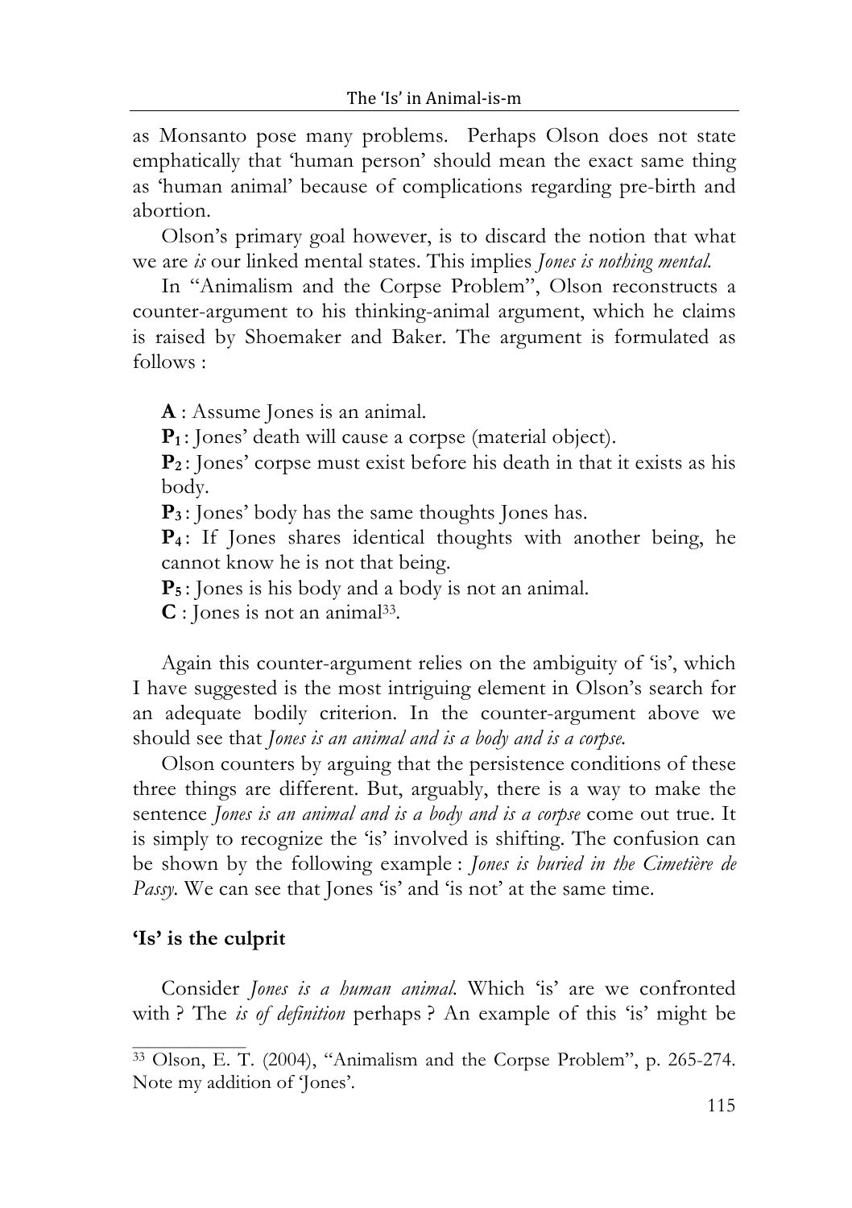as Monsanto pose many problems. Perhaps Olson does not state emphatically that 'human person' should mean the exact same thing as 'human animal' because of complications regarding pre-birth and abortion.

Olson's primary goal however, is to discard the notion that what we are *is* our linked mental states. This implies *Jones is nothing mental.*

In "Animalism and the Corpse Problem", Olson reconstructs a counter-argument to his thinking-animal argument, which he claims is raised by Shoemaker and Baker. The argument is formulated as follows :

**A** : Assume Jones is an animal.
$\mathbf{P_1}$ : Jones' death will cause a corpse (material object).
$\mathbf{P_2}$ : Jones' corpse must exist before his death in that it exists as his body.
$\mathbf{P_3}$ : Jones' body has the same thoughts Jones has.
$\mathbf{P_4}$ : If Jones shares identical thoughts with another being, he cannot know he is not that being.
$\mathbf{P_5}$ : Jones is his body and a body is not an animal.
**C** : Jones is not an animal[33].

Again this counter-argument relies on the ambiguity of 'is', which I have suggested is the most intriguing element in Olson's search for an adequate bodily criterion. In the counter-argument above we should see that *Jones is an animal and is a body and is a corpse.*

Olson counters by arguing that the persistence conditions of these three things are different. But, arguably, there is a way to make the sentence *Jones is an animal and is a body and is a corpse* come out true. It is simply to recognize the 'is' involved is shifting. The confusion can be shown by the following example : *Jones is buried in the Cimetière de Passy.* We can see that Jones 'is' and 'is not' at the same time.

## 'Is' is the culprit

Consider *Jones is a human animal.* Which 'is' are we confronted with ? The *is of definition* perhaps ? An example of this 'is' might be

[33] Olson, E. T. (2004), "Animalism and the Corpse Problem", p. 265-274. Note my addition of 'Jones'.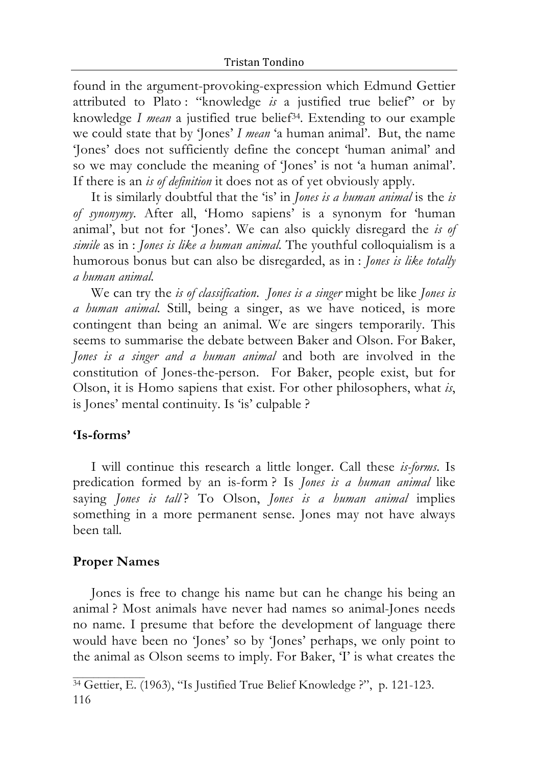found in the argument-provoking-expression which Edmund Gettier attributed to Plato : "knowledge *is* a justified true belief" or by knowledge *I mean* a justified true belief[34]. Extending to our example we could state that by 'Jones' *I mean* 'a human animal'. But, the name 'Jones' does not sufficiently define the concept 'human animal' and so we may conclude the meaning of 'Jones' is not 'a human animal'. If there is an *is of definition* it does not as of yet obviously apply.

It is similarly doubtful that the 'is' in *Jones is a human animal* is the *is of synonymy*. After all, 'Homo sapiens' is a synonym for 'human animal', but not for 'Jones'. We can also quickly disregard the *is of simile* as in : *Jones is like a human animal*. The youthful colloquialism is a humorous bonus but can also be disregarded, as in : *Jones is like totally a human animal*.

We can try the *is of classification*. *Jones is a singer* might be like *Jones is a human animal*. Still, being a singer, as we have noticed, is more contingent than being an animal. We are singers temporarily. This seems to summarise the debate between Baker and Olson. For Baker, *Jones is a singer and a human animal* and both are involved in the constitution of Jones-the-person. For Baker, people exist, but for Olson, it is Homo sapiens that exist. For other philosophers, what *is*, is Jones' mental continuity. Is 'is' culpable ?

## 'Is-forms'

I will continue this research a little longer. Call these *is-forms*. Is predication formed by an is-form ? Is *Jones is a human animal* like saying *Jones is tall* ? To Olson, *Jones is a human animal* implies something in a more permanent sense. Jones may not have always been tall.

## Proper Names

Jones is free to change his name but can he change his being an animal ? Most animals have never had names so animal-Jones needs no name. I presume that before the development of language there would have been no 'Jones' so by 'Jones' perhaps, we only point to the animal as Olson seems to imply. For Baker, 'I' is what creates the

[34] Gettier, E. (1963), "Is Justified True Belief Knowledge ?", p. 121-123.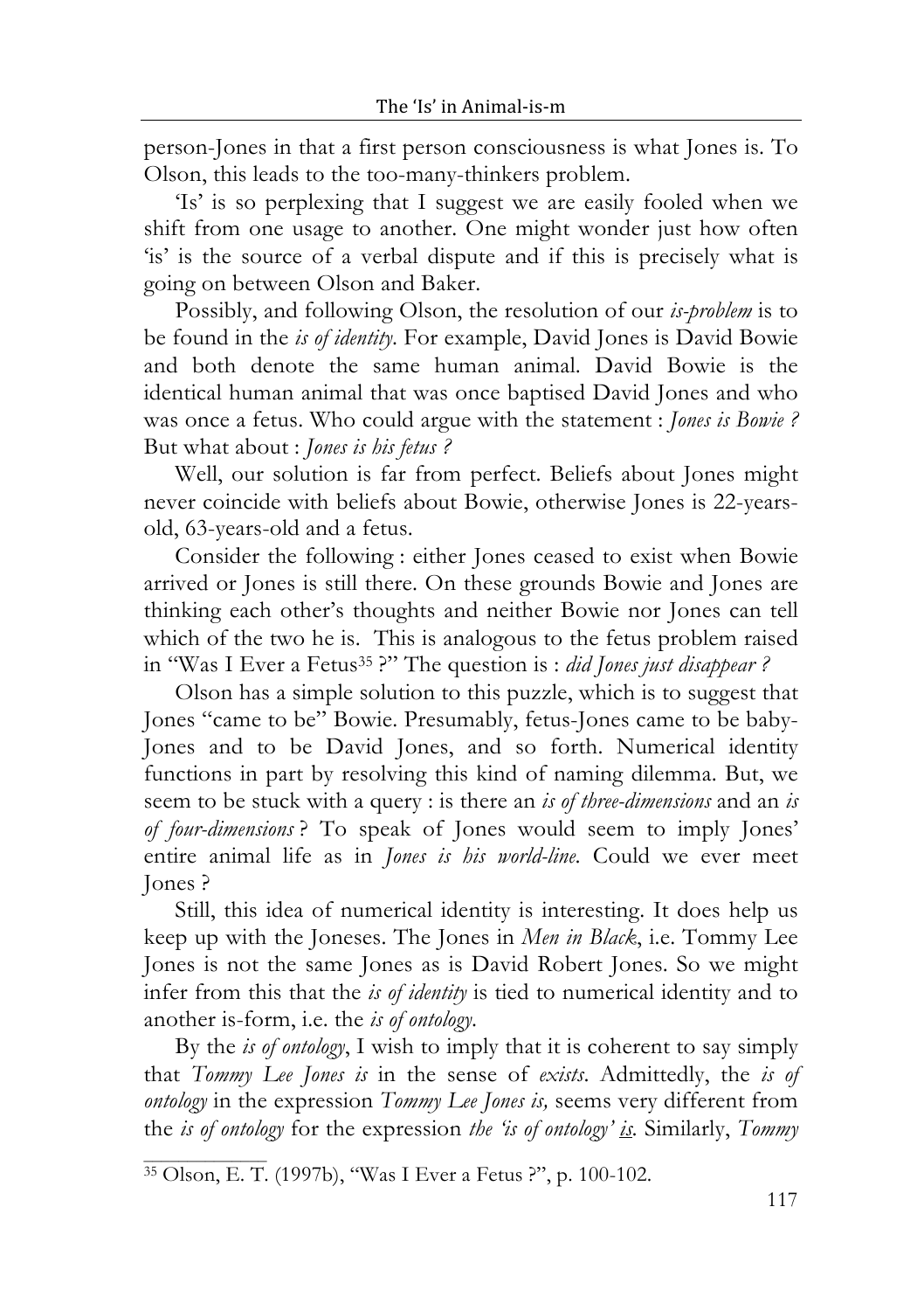person-Jones in that a first person consciousness is what Jones is. To Olson, this leads to the too-many-thinkers problem.

'Is' is so perplexing that I suggest we are easily fooled when we shift from one usage to another. One might wonder just how often 'is' is the source of a verbal dispute and if this is precisely what is going on between Olson and Baker.

Possibly, and following Olson, the resolution of our *is-problem* is to be found in the *is of identity*. For example, David Jones is David Bowie and both denote the same human animal. David Bowie is the identical human animal that was once baptised David Jones and who was once a fetus. Who could argue with the statement : *Jones is Bowie ?* But what about : *Jones is his fetus ?*

Well, our solution is far from perfect. Beliefs about Jones might never coincide with beliefs about Bowie, otherwise Jones is 22-years-old, 63-years-old and a fetus.

Consider the following : either Jones ceased to exist when Bowie arrived or Jones is still there. On these grounds Bowie and Jones are thinking each other's thoughts and neither Bowie nor Jones can tell which of the two he is. This is analogous to the fetus problem raised in "Was I Ever a Fetus[35] ?" The question is : *did Jones just disappear ?*

Olson has a simple solution to this puzzle, which is to suggest that Jones "came to be" Bowie. Presumably, fetus-Jones came to be baby-Jones and to be David Jones, and so forth. Numerical identity functions in part by resolving this kind of naming dilemma. But, we seem to be stuck with a query : is there an *is of three-dimensions* and an *is of four-dimensions* ? To speak of Jones would seem to imply Jones' entire animal life as in *Jones is his world-line.* Could we ever meet Jones ?

Still, this idea of numerical identity is interesting. It does help us keep up with the Joneses. The Jones in *Men in Black*, i.e. Tommy Lee Jones is not the same Jones as is David Robert Jones. So we might infer from this that the *is of identity* is tied to numerical identity and to another is-form, i.e. the *is of ontology*.

By the *is of ontology*, I wish to imply that it is coherent to say simply that *Tommy Lee Jones is* in the sense of *exists*. Admittedly, the *is of ontology* in the expression *Tommy Lee Jones is,* seems very different from the *is of ontology* for the expression *the 'is of ontology' <u>is</u>.* Similarly, *Tommy*

---

[35] Olson, E. T. (1997b), "Was I Ever a Fetus ?", p. 100-102.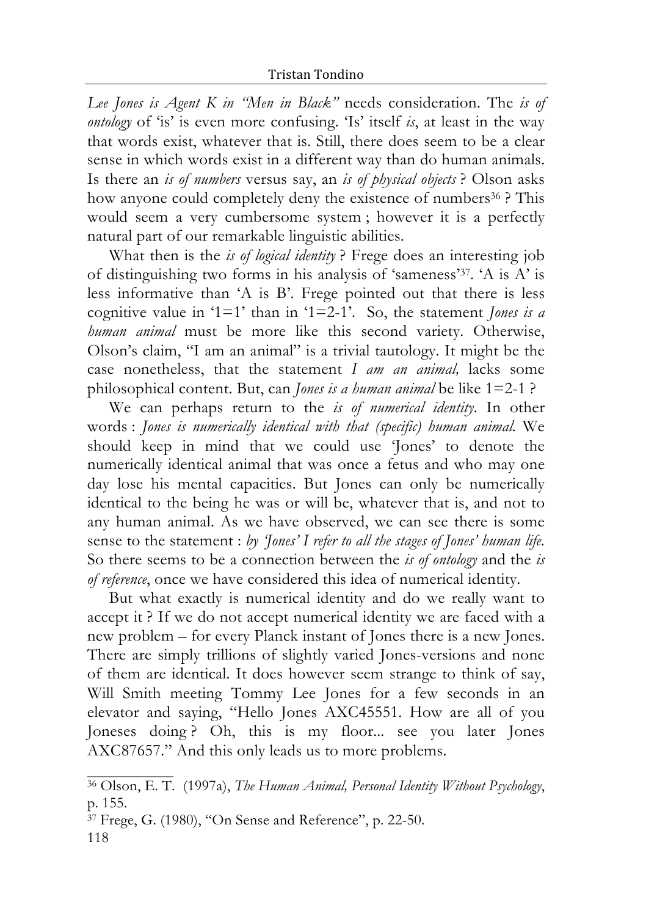*Lee Jones is Agent K in "Men in Black"* needs consideration. The *is of ontology* of 'is' is even more confusing. 'Is' itself *is*, at least in the way that words exist, whatever that is. Still, there does seem to be a clear sense in which words exist in a different way than do human animals. Is there an *is of numbers* versus say, an *is of physical objects* ? Olson asks how anyone could completely deny the existence of numbers[36] ? This would seem a very cumbersome system ; however it is a perfectly natural part of our remarkable linguistic abilities.

What then is the *is of logical identity* ? Frege does an interesting job of distinguishing two forms in his analysis of 'sameness'[37]. 'A is A' is less informative than 'A is B'. Frege pointed out that there is less cognitive value in '1=1' than in '1=2-1'. So, the statement *Jones is a human animal* must be more like this second variety. Otherwise, Olson's claim, "I am an animal" is a trivial tautology. It might be the case nonetheless, that the statement *I am an animal,* lacks some philosophical content. But, can *Jones is a human animal* be like 1=2-1 ?

We can perhaps return to the *is of numerical identity*. In other words : *Jones is numerically identical with that (specific) human animal*. We should keep in mind that we could use 'Jones' to denote the numerically identical animal that was once a fetus and who may one day lose his mental capacities. But Jones can only be numerically identical to the being he was or will be, whatever that is, and not to any human animal. As we have observed, we can see there is some sense to the statement : *by 'Jones' I refer to all the stages of Jones' human life*. So there seems to be a connection between the *is of ontology* and the *is of reference*, once we have considered this idea of numerical identity.

But what exactly is numerical identity and do we really want to accept it ? If we do not accept numerical identity we are faced with a new problem – for every Planck instant of Jones there is a new Jones. There are simply trillions of slightly varied Jones-versions and none of them are identical. It does however seem strange to think of say, Will Smith meeting Tommy Lee Jones for a few seconds in an elevator and saying, "Hello Jones AXC45551. How are all of you Joneses doing ? Oh, this is my floor... see you later Jones AXC87657." And this only leads us to more problems.

---

[36] Olson, E. T. (1997a), *The Human Animal, Personal Identity Without Psychology*, p. 155.

[37] Frege, G. (1980), "On Sense and Reference", p. 22-50.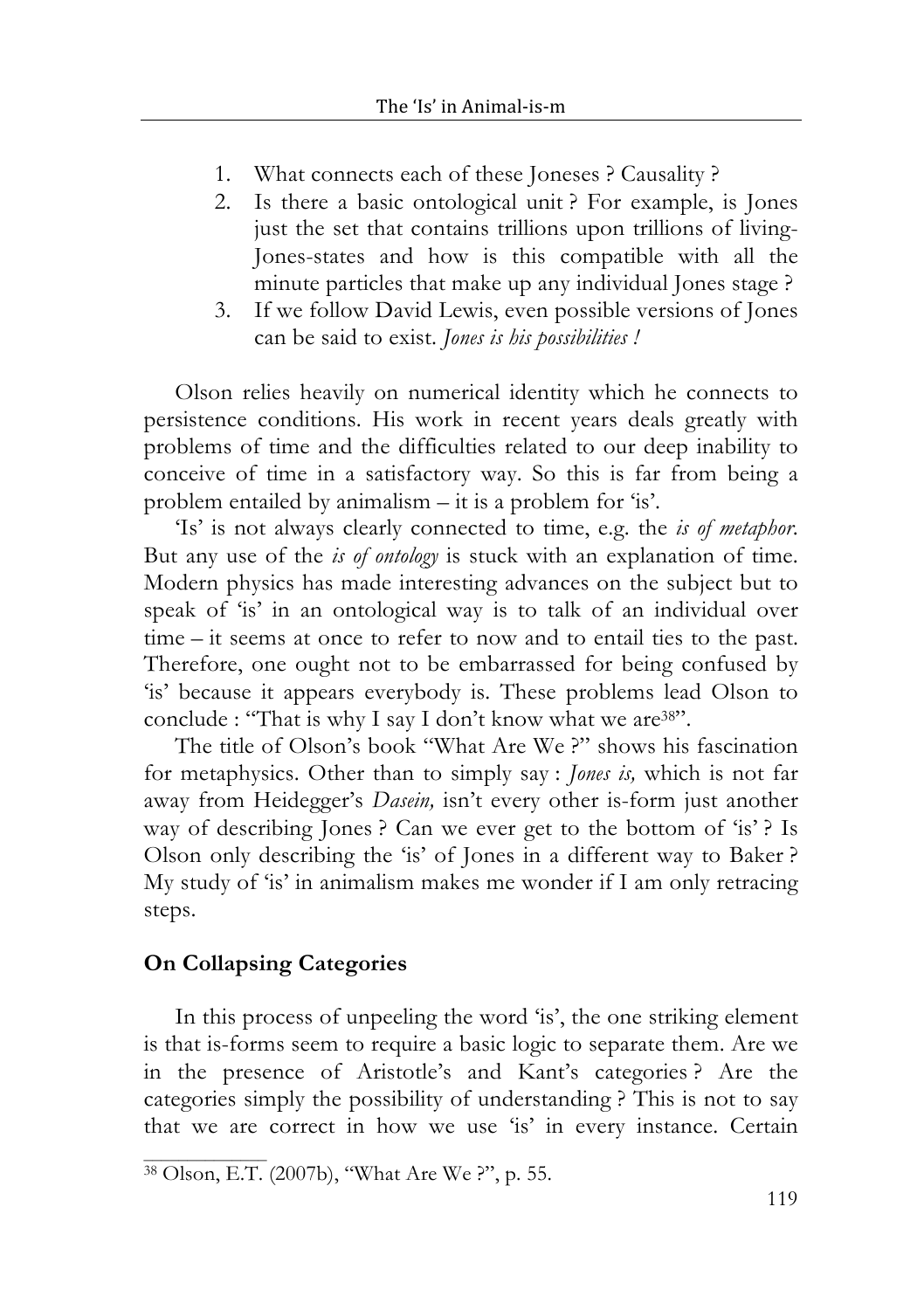1. What connects each of these Joneses ? Causality ?
2. Is there a basic ontological unit ? For example, is Jones just the set that contains trillions upon trillions of living-Jones-states and how is this compatible with all the minute particles that make up any individual Jones stage ?
3. If we follow David Lewis, even possible versions of Jones can be said to exist. *Jones is his possibilities !*

Olson relies heavily on numerical identity which he connects to persistence conditions. His work in recent years deals greatly with problems of time and the difficulties related to our deep inability to conceive of time in a satisfactory way. So this is far from being a problem entailed by animalism – it is a problem for 'is'.

'Is' is not always clearly connected to time, e.g. the *is of metaphor*. But any use of the *is of ontology* is stuck with an explanation of time. Modern physics has made interesting advances on the subject but to speak of 'is' in an ontological way is to talk of an individual over time – it seems at once to refer to now and to entail ties to the past. Therefore, one ought not to be embarrassed for being confused by 'is' because it appears everybody is. These problems lead Olson to conclude : "That is why I say I don't know what we are[38]".

The title of Olson's book "What Are We ?" shows his fascination for metaphysics. Other than to simply say : *Jones is,* which is not far away from Heidegger's *Dasein,* isn't every other is-form just another way of describing Jones ? Can we ever get to the bottom of 'is' ? Is Olson only describing the 'is' of Jones in a different way to Baker ? My study of 'is' in animalism makes me wonder if I am only retracing steps.

## On Collapsing Categories

In this process of unpeeling the word 'is', the one striking element is that is-forms seem to require a basic logic to separate them. Are we in the presence of Aristotle's and Kant's categories ? Are the categories simply the possibility of understanding ? This is not to say that we are correct in how we use 'is' in every instance. Certain

[38] Olson, E.T. (2007b), "What Are We ?", p. 55.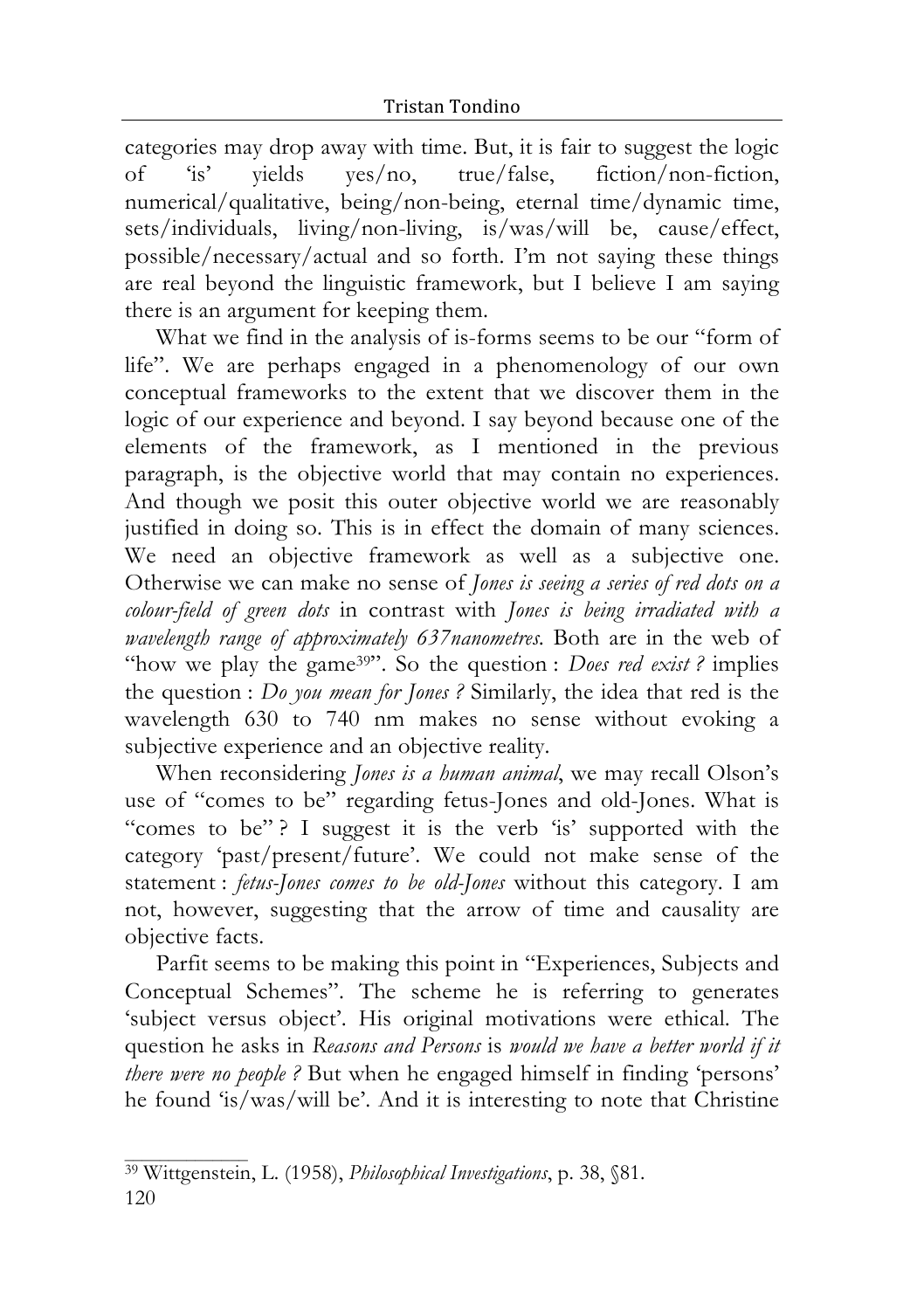categories may drop away with time. But, it is fair to suggest the logic of 'is' yields yes/no, true/false, fiction/non-fiction, numerical/qualitative, being/non-being, eternal time/dynamic time, sets/individuals, living/non-living, is/was/will be, cause/effect, possible/necessary/actual and so forth. I'm not saying these things are real beyond the linguistic framework, but I believe I am saying there is an argument for keeping them.

What we find in the analysis of is-forms seems to be our "form of life". We are perhaps engaged in a phenomenology of our own conceptual frameworks to the extent that we discover them in the logic of our experience and beyond. I say beyond because one of the elements of the framework, as I mentioned in the previous paragraph, is the objective world that may contain no experiences. And though we posit this outer objective world we are reasonably justified in doing so. This is in effect the domain of many sciences. We need an objective framework as well as a subjective one. Otherwise we can make no sense of *Jones is seeing a series of red dots on a colour-field of green dots* in contrast with *Jones is being irradiated with a wavelength range of approximately 637nanometres.* Both are in the web of "how we play the game[39]". So the question : *Does red exist ?* implies the question : *Do you mean for Jones ?* Similarly, the idea that red is the wavelength 630 to 740 nm makes no sense without evoking a subjective experience and an objective reality.

When reconsidering *Jones is a human animal*, we may recall Olson's use of "comes to be" regarding fetus-Jones and old-Jones. What is "comes to be" ? I suggest it is the verb 'is' supported with the category 'past/present/future'. We could not make sense of the statement : *fetus-Jones comes to be old-Jones* without this category. I am not, however, suggesting that the arrow of time and causality are objective facts.

Parfit seems to be making this point in "Experiences, Subjects and Conceptual Schemes". The scheme he is referring to generates 'subject versus object'. His original motivations were ethical. The question he asks in *Reasons and Persons* is *would we have a better world if it there were no people ?* But when he engaged himself in finding 'persons' he found 'is/was/will be'. And it is interesting to note that Christine

---

[39] Wittgenstein, L. (1958), *Philosophical Investigations*, p. 38, §81.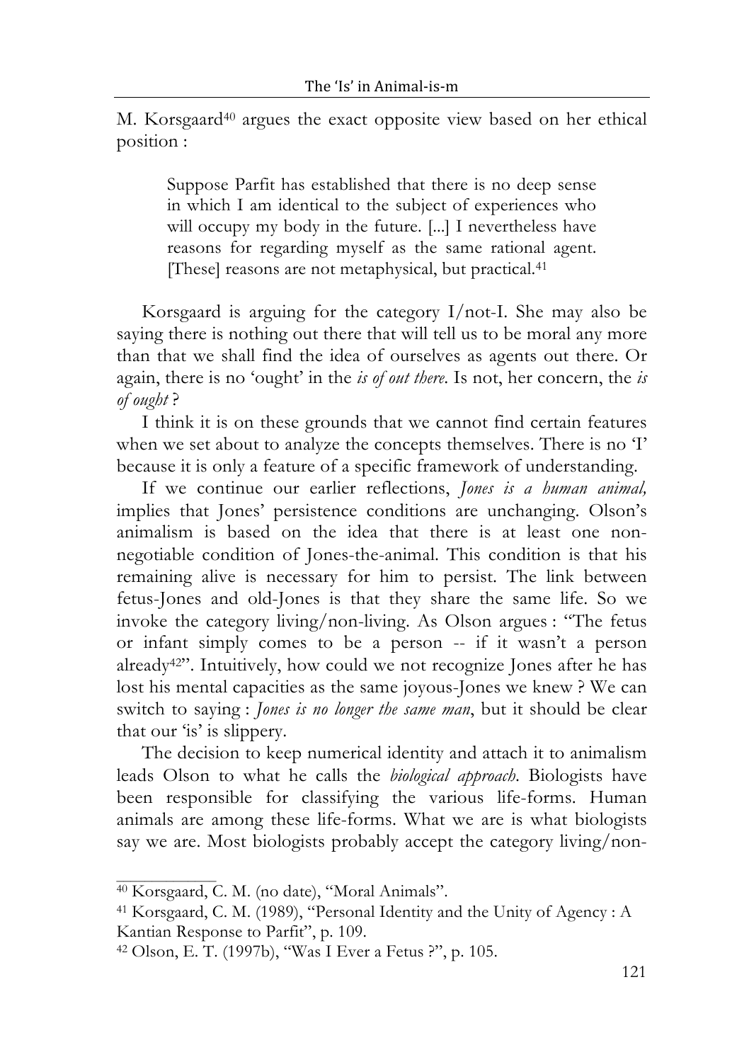M. Korsgaard[40] argues the exact opposite view based on her ethical position :

> Suppose Parfit has established that there is no deep sense in which I am identical to the subject of experiences who will occupy my body in the future. [...] I nevertheless have reasons for regarding myself as the same rational agent. [These] reasons are not metaphysical, but practical.[41]

Korsgaard is arguing for the category I/not-I. She may also be saying there is nothing out there that will tell us to be moral any more than that we shall find the idea of ourselves as agents out there. Or again, there is no 'ought' in the *is of out there.* Is not, her concern, the *is of ought* ?

I think it is on these grounds that we cannot find certain features when we set about to analyze the concepts themselves. There is no 'I' because it is only a feature of a specific framework of understanding.

If we continue our earlier reflections, *Jones is a human animal,* implies that Jones' persistence conditions are unchanging. Olson's animalism is based on the idea that there is at least one non-negotiable condition of Jones-the-animal. This condition is that his remaining alive is necessary for him to persist. The link between fetus-Jones and old-Jones is that they share the same life. So we invoke the category living/non-living. As Olson argues : "The fetus or infant simply comes to be a person -- if it wasn't a person already[42]". Intuitively, how could we not recognize Jones after he has lost his mental capacities as the same joyous-Jones we knew ? We can switch to saying : *Jones is no longer the same man*, but it should be clear that our 'is' is slippery.

The decision to keep numerical identity and attach it to animalism leads Olson to what he calls the *biological approach*. Biologists have been responsible for classifying the various life-forms. Human animals are among these life-forms. What we are is what biologists say we are. Most biologists probably accept the category living/non-

---

[40] Korsgaard, C. M. (no date), "Moral Animals".

[41] Korsgaard, C. M. (1989), "Personal Identity and the Unity of Agency : A Kantian Response to Parfit", p. 109.

[42] Olson, E. T. (1997b), "Was I Ever a Fetus ?", p. 105.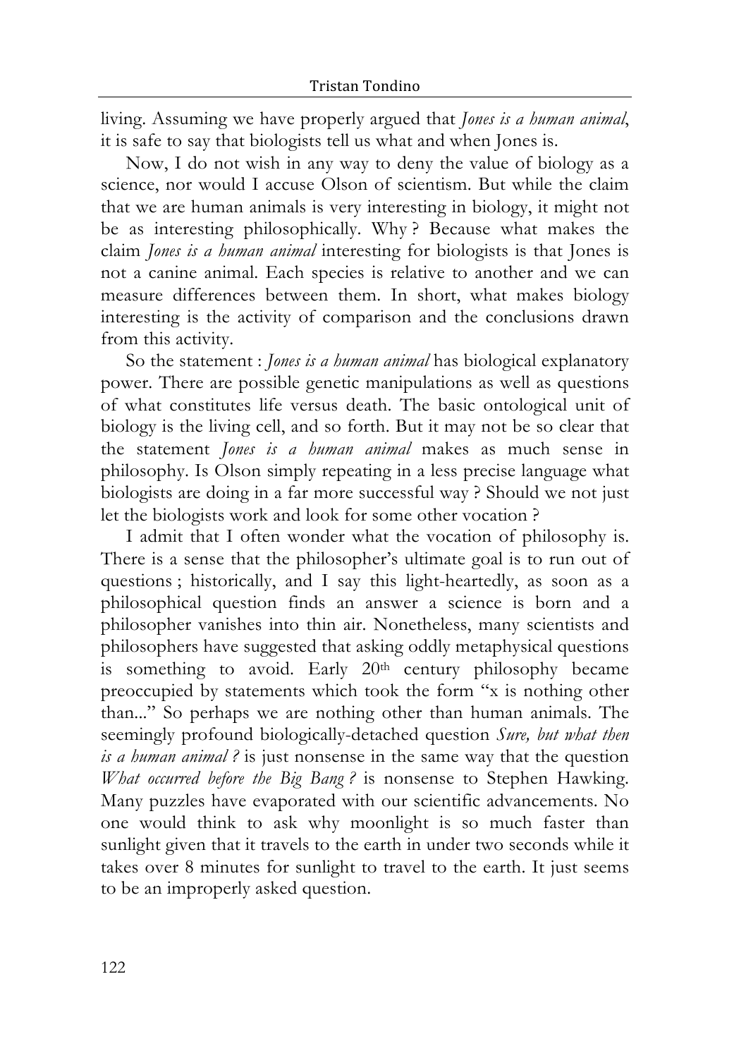living. Assuming we have properly argued that *Jones is a human animal*, it is safe to say that biologists tell us what and when Jones is.

Now, I do not wish in any way to deny the value of biology as a science, nor would I accuse Olson of scientism. But while the claim that we are human animals is very interesting in biology, it might not be as interesting philosophically. Why ? Because what makes the claim *Jones is a human animal* interesting for biologists is that Jones is not a canine animal. Each species is relative to another and we can measure differences between them. In short, what makes biology interesting is the activity of comparison and the conclusions drawn from this activity.

So the statement : *Jones is a human animal* has biological explanatory power. There are possible genetic manipulations as well as questions of what constitutes life versus death. The basic ontological unit of biology is the living cell, and so forth. But it may not be so clear that the statement *Jones is a human animal* makes as much sense in philosophy. Is Olson simply repeating in a less precise language what biologists are doing in a far more successful way ? Should we not just let the biologists work and look for some other vocation ?

I admit that I often wonder what the vocation of philosophy is. There is a sense that the philosopher's ultimate goal is to run out of questions ; historically, and I say this light-heartedly, as soon as a philosophical question finds an answer a science is born and a philosopher vanishes into thin air. Nonetheless, many scientists and philosophers have suggested that asking oddly metaphysical questions is something to avoid. Early 20th century philosophy became preoccupied by statements which took the form "x is nothing other than..." So perhaps we are nothing other than human animals. The seemingly profound biologically-detached question *Sure, but what then is a human animal ?* is just nonsense in the same way that the question *What occurred before the Big Bang ?* is nonsense to Stephen Hawking. Many puzzles have evaporated with our scientific advancements. No one would think to ask why moonlight is so much faster than sunlight given that it travels to the earth in under two seconds while it takes over 8 minutes for sunlight to travel to the earth. It just seems to be an improperly asked question.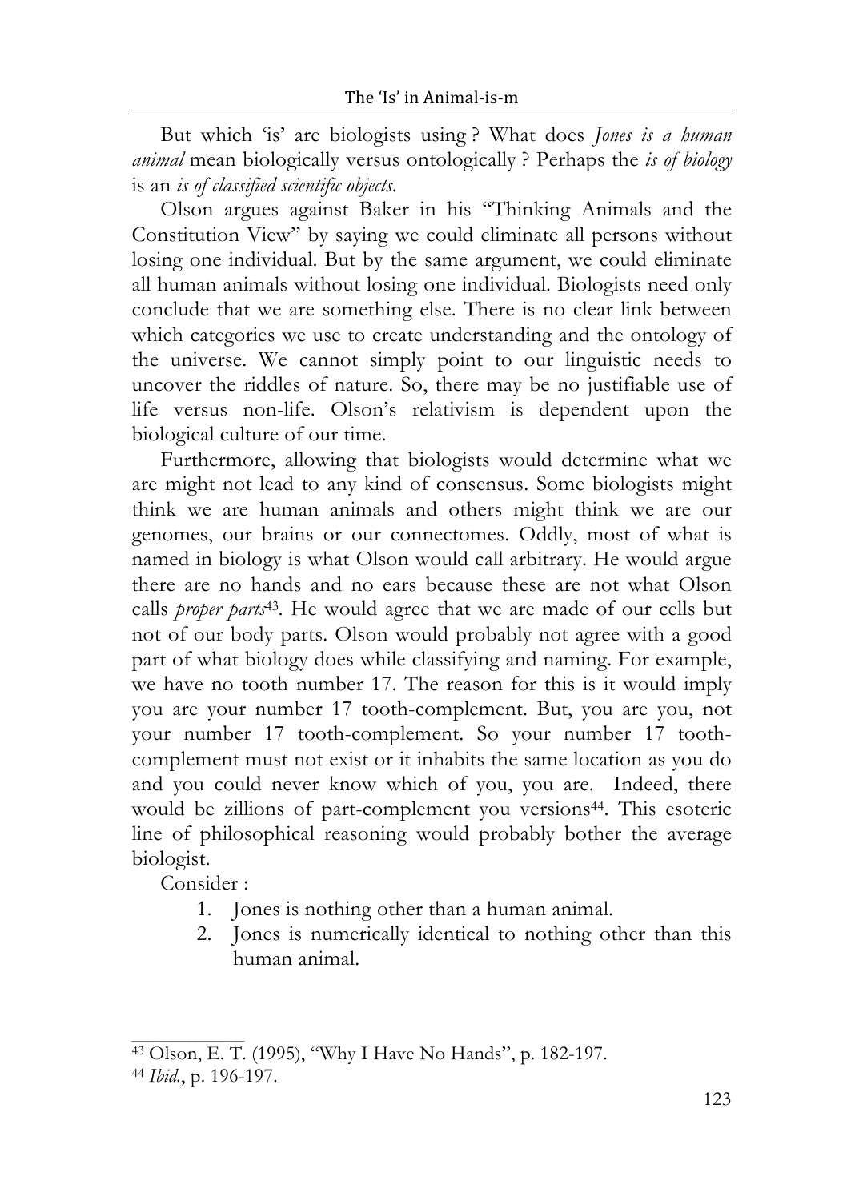But which 'is' are biologists using ? What does *Jones is a human animal* mean biologically versus ontologically ? Perhaps the *is of biology* is an *is of classified scientific objects*.

Olson argues against Baker in his "Thinking Animals and the Constitution View" by saying we could eliminate all persons without losing one individual. But by the same argument, we could eliminate all human animals without losing one individual. Biologists need only conclude that we are something else. There is no clear link between which categories we use to create understanding and the ontology of the universe. We cannot simply point to our linguistic needs to uncover the riddles of nature. So, there may be no justifiable use of life versus non-life. Olson's relativism is dependent upon the biological culture of our time.

Furthermore, allowing that biologists would determine what we are might not lead to any kind of consensus. Some biologists might think we are human animals and others might think we are our genomes, our brains or our connectomes. Oddly, most of what is named in biology is what Olson would call arbitrary. He would argue there are no hands and no ears because these are not what Olson calls *proper parts*[43]. He would agree that we are made of our cells but not of our body parts. Olson would probably not agree with a good part of what biology does while classifying and naming. For example, we have no tooth number 17. The reason for this is it would imply you are your number 17 tooth-complement. But, you are you, not your number 17 tooth-complement. So your number 17 tooth-complement must not exist or it inhabits the same location as you do and you could never know which of you, you are. Indeed, there would be zillions of part-complement you versions[44]. This esoteric line of philosophical reasoning would probably bother the average biologist.

Consider :

1. Jones is nothing other than a human animal.
2. Jones is numerically identical to nothing other than this human animal.

---

[43] Olson, E. T. (1995), "Why I Have No Hands", p. 182-197.

[44] *Ibid.*, p. 196-197.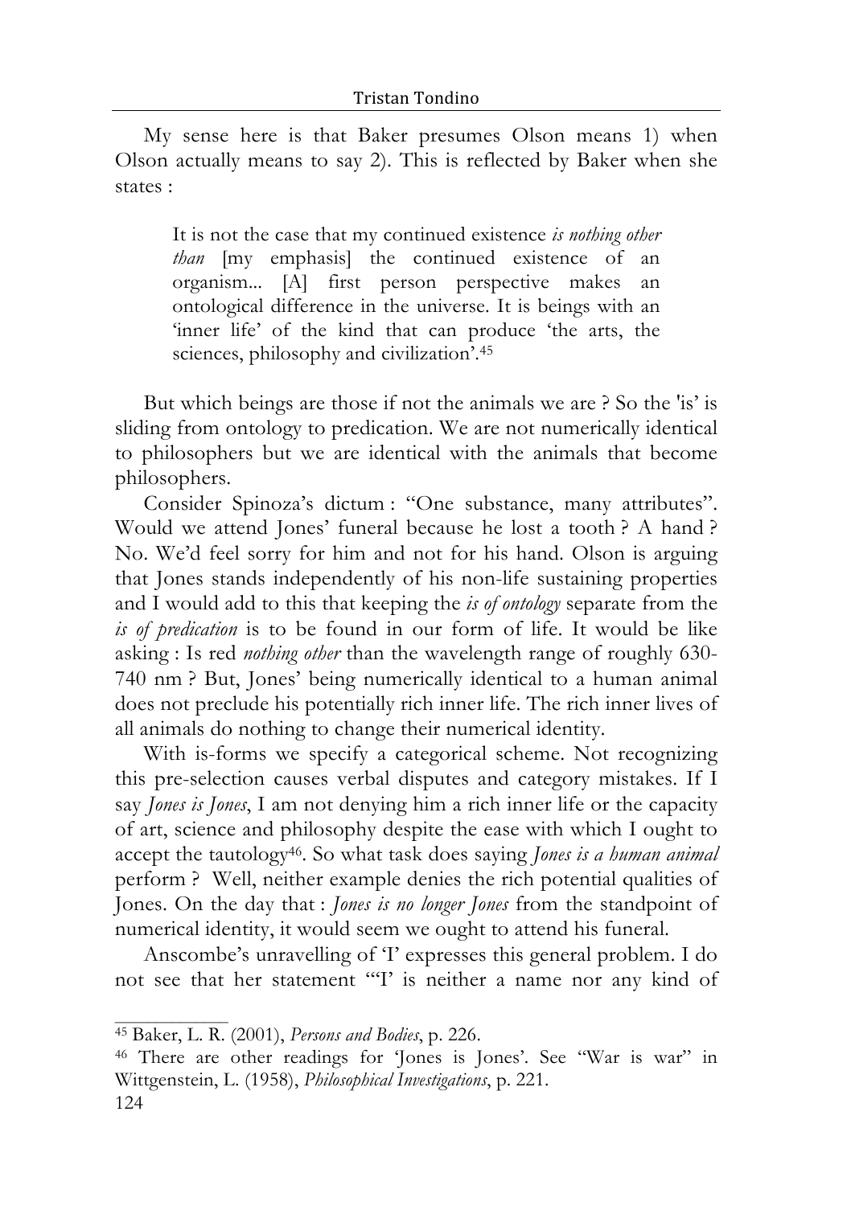My sense here is that Baker presumes Olson means 1) when Olson actually means to say 2). This is reflected by Baker when she states :

> It is not the case that my continued existence *is nothing other than* [my emphasis] the continued existence of an organism... [A] first person perspective makes an ontological difference in the universe. It is beings with an 'inner life' of the kind that can produce 'the arts, the sciences, philosophy and civilization'.[45]

But which beings are those if not the animals we are ? So the 'is' is sliding from ontology to predication. We are not numerically identical to philosophers but we are identical with the animals that become philosophers.

Consider Spinoza's dictum : "One substance, many attributes". Would we attend Jones' funeral because he lost a tooth ? A hand ? No. We'd feel sorry for him and not for his hand. Olson is arguing that Jones stands independently of his non-life sustaining properties and I would add to this that keeping the *is of ontology* separate from the *is of predication* is to be found in our form of life. It would be like asking : Is red *nothing other* than the wavelength range of roughly 630-740 nm ? But, Jones' being numerically identical to a human animal does not preclude his potentially rich inner life. The rich inner lives of all animals do nothing to change their numerical identity.

With is-forms we specify a categorical scheme. Not recognizing this pre-selection causes verbal disputes and category mistakes. If I say *Jones is Jones*, I am not denying him a rich inner life or the capacity of art, science and philosophy despite the ease with which I ought to accept the tautology[46]. So what task does saying *Jones is a human animal* perform ? Well, neither example denies the rich potential qualities of Jones. On the day that : *Jones is no longer Jones* from the standpoint of numerical identity, it would seem we ought to attend his funeral.

Anscombe's unravelling of 'I' expresses this general problem. I do not see that her statement "'I' is neither a name nor any kind of

---

[45] Baker, L. R. (2001), *Persons and Bodies*, p. 226.

[46] There are other readings for 'Jones is Jones'. See "War is war" in Wittgenstein, L. (1958), *Philosophical Investigations*, p. 221.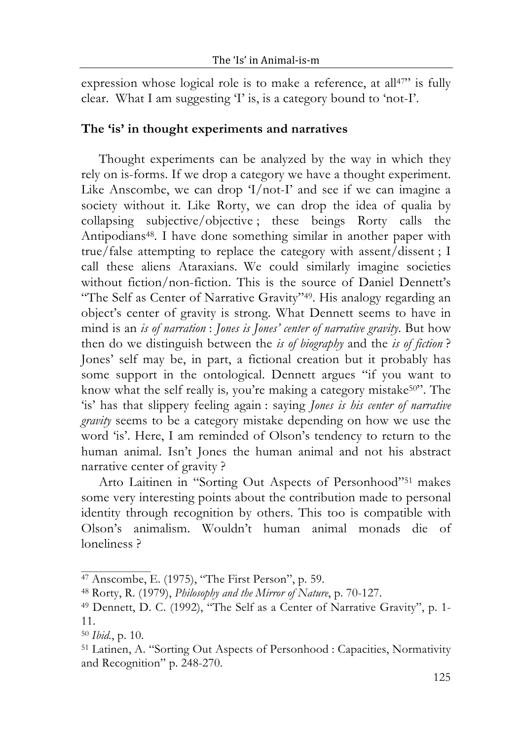expression whose logical role is to make a reference, at all[47]" is fully clear. What I am suggesting 'I' is, is a category bound to 'not-I'.

## The 'is' in thought experiments and narratives

Thought experiments can be analyzed by the way in which they rely on is-forms. If we drop a category we have a thought experiment. Like Anscombe, we can drop 'I/not-I' and see if we can imagine a society without it. Like Rorty, we can drop the idea of qualia by collapsing subjective/objective ; these beings Rorty calls the Antipodians[48]. I have done something similar in another paper with true/false attempting to replace the category with assent/dissent ; I call these aliens Ataraxians. We could similarly imagine societies without fiction/non-fiction. This is the source of Daniel Dennett's "The Self as Center of Narrative Gravity"[49]. His analogy regarding an object's center of gravity is strong. What Dennett seems to have in mind is an *is of narration* : *Jones is Jones' center of narrative gravity*. But how then do we distinguish between the *is of biography* and the *is of fiction* ? Jones' self may be, in part, a fictional creation but it probably has some support in the ontological. Dennett argues "if you want to know what the self really is, you're making a category mistake[50]". The 'is' has that slippery feeling again : saying *Jones is his center of narrative gravity* seems to be a category mistake depending on how we use the word 'is'. Here, I am reminded of Olson's tendency to return to the human animal. Isn't Jones the human animal and not his abstract narrative center of gravity ?

Arto Laitinen in "Sorting Out Aspects of Personhood"[51] makes some very interesting points about the contribution made to personal identity through recognition by others. This too is compatible with Olson's animalism. Wouldn't human animal monads die of loneliness ?

---

[47] Anscombe, E. (1975), "The First Person", p. 59.

[48] Rorty, R. (1979), *Philosophy and the Mirror of Nature*, p. 70-127.

[49] Dennett, D. C. (1992), "The Self as a Center of Narrative Gravity", p. 1-11.

[50] *Ibid.*, p. 10.

[51] Latinen, A. "Sorting Out Aspects of Personhood : Capacities, Normativity and Recognition" p. 248-270.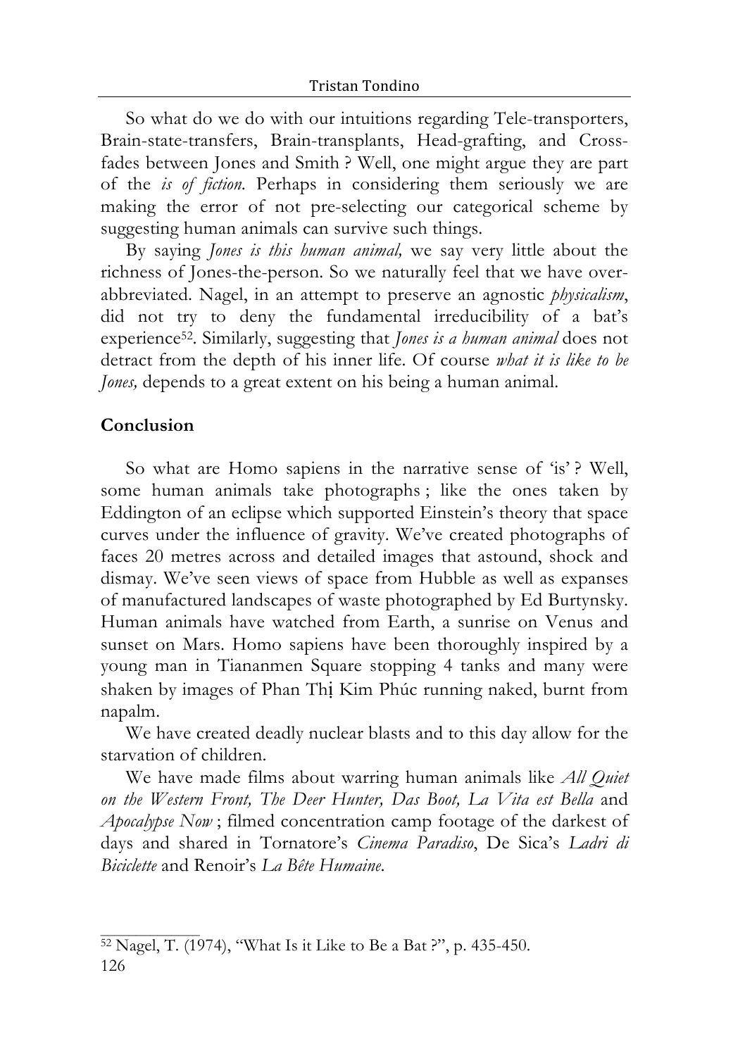So what do we do with our intuitions regarding Tele-transporters, Brain-state-transfers, Brain-transplants, Head-grafting, and Cross-fades between Jones and Smith ? Well, one might argue they are part of the *is of fiction.* Perhaps in considering them seriously we are making the error of not pre-selecting our categorical scheme by suggesting human animals can survive such things.

By saying *Jones is this human animal,* we say very little about the richness of Jones-the-person. So we naturally feel that we have over-abbreviated. Nagel, in an attempt to preserve an agnostic *physicalism*, did not try to deny the fundamental irreducibility of a bat's experience[52]. Similarly, suggesting that *Jones is a human animal* does not detract from the depth of his inner life. Of course *what it is like to be Jones,* depends to a great extent on his being a human animal.

## Conclusion

So what are Homo sapiens in the narrative sense of 'is' ? Well, some human animals take photographs ; like the ones taken by Eddington of an eclipse which supported Einstein's theory that space curves under the influence of gravity. We've created photographs of faces 20 metres across and detailed images that astound, shock and dismay. We've seen views of space from Hubble as well as expanses of manufactured landscapes of waste photographed by Ed Burtynsky. Human animals have watched from Earth, a sunrise on Venus and sunset on Mars. Homo sapiens have been thoroughly inspired by a young man in Tiananmen Square stopping 4 tanks and many were shaken by images of Phan Thị Kim Phúc running naked, burnt from napalm.

We have created deadly nuclear blasts and to this day allow for the starvation of children.

We have made films about warring human animals like *All Quiet on the Western Front, The Deer Hunter, Das Boot, La Vita est Bella* and *Apocalypse Now* ; filmed concentration camp footage of the darkest of days and shared in Tornatore's *Cinema Paradiso*, De Sica's *Ladri di Biciclette* and Renoir's *La Bête Humaine*.

---

[52] Nagel, T. (1974), "What Is it Like to Be a Bat ?", p. 435-450.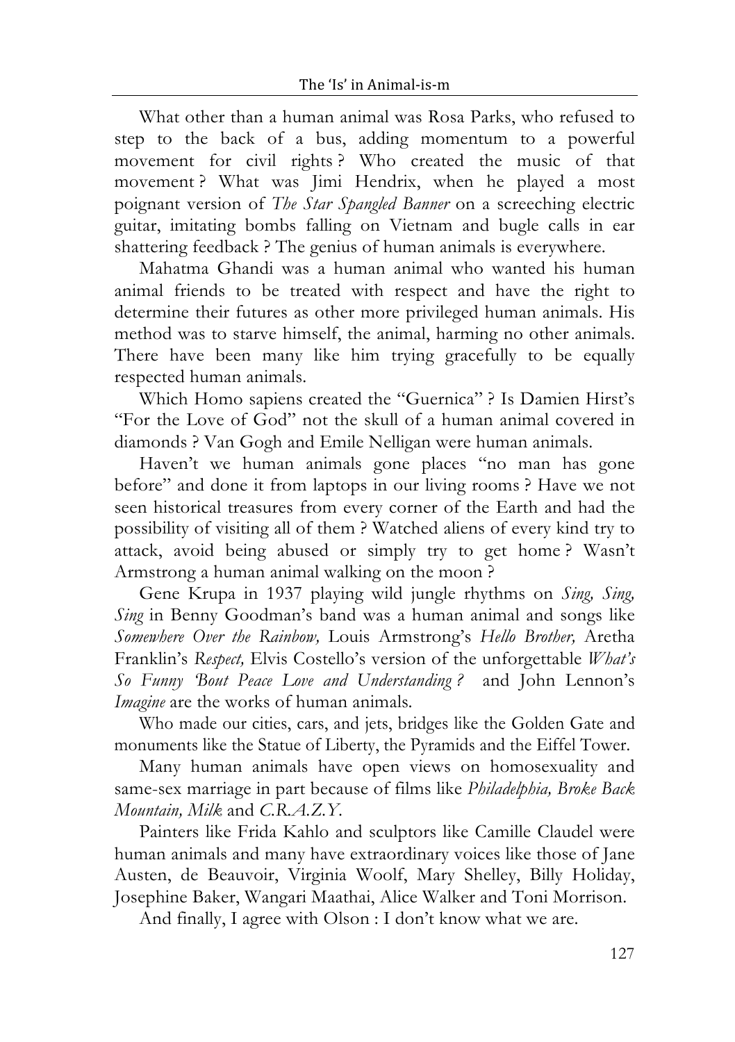What other than a human animal was Rosa Parks, who refused to step to the back of a bus, adding momentum to a powerful movement for civil rights ? Who created the music of that movement ? What was Jimi Hendrix, when he played a most poignant version of *The Star Spangled Banner* on a screeching electric guitar, imitating bombs falling on Vietnam and bugle calls in ear shattering feedback ? The genius of human animals is everywhere.

Mahatma Ghandi was a human animal who wanted his human animal friends to be treated with respect and have the right to determine their futures as other more privileged human animals. His method was to starve himself, the animal, harming no other animals. There have been many like him trying gracefully to be equally respected human animals.

Which Homo sapiens created the "Guernica" ? Is Damien Hirst's "For the Love of God" not the skull of a human animal covered in diamonds ? Van Gogh and Emile Nelligan were human animals.

Haven't we human animals gone places "no man has gone before" and done it from laptops in our living rooms ? Have we not seen historical treasures from every corner of the Earth and had the possibility of visiting all of them ? Watched aliens of every kind try to attack, avoid being abused or simply try to get home ? Wasn't Armstrong a human animal walking on the moon ?

Gene Krupa in 1937 playing wild jungle rhythms on *Sing, Sing, Sing* in Benny Goodman's band was a human animal and songs like *Somewhere Over the Rainbow,* Louis Armstrong's *Hello Brother,* Aretha Franklin's *Respect,* Elvis Costello's version of the unforgettable *What's So Funny 'Bout Peace Love and Understanding ?* and John Lennon's *Imagine* are the works of human animals.

Who made our cities, cars, and jets, bridges like the Golden Gate and monuments like the Statue of Liberty, the Pyramids and the Eiffel Tower.

Many human animals have open views on homosexuality and same-sex marriage in part because of films like *Philadelphia, Broke Back Mountain, Milk* and *C.R.A.Z.Y.*

Painters like Frida Kahlo and sculptors like Camille Claudel were human animals and many have extraordinary voices like those of Jane Austen, de Beauvoir, Virginia Woolf, Mary Shelley, Billy Holiday, Josephine Baker, Wangari Maathai, Alice Walker and Toni Morrison.

And finally, I agree with Olson : I don't know what we are.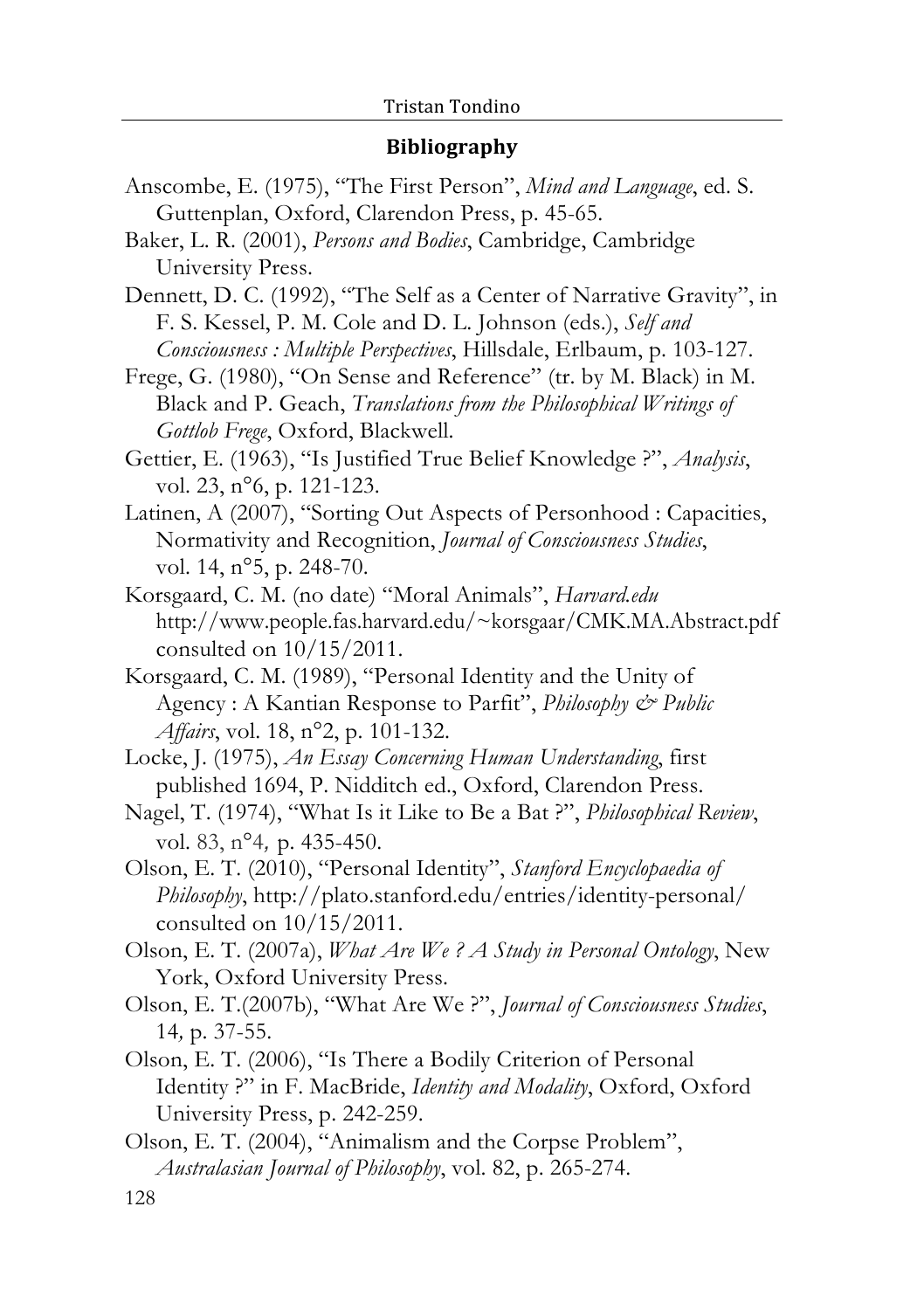## Bibliography

Anscombe, E. (1975), "The First Person", *Mind and Language*, ed. S. Guttenplan, Oxford, Clarendon Press, p. 45-65.

Baker, L. R. (2001), *Persons and Bodies*, Cambridge, Cambridge University Press.

Dennett, D. C. (1992), "The Self as a Center of Narrative Gravity", in F. S. Kessel, P. M. Cole and D. L. Johnson (eds.), *Self and Consciousness : Multiple Perspectives*, Hillsdale, Erlbaum, p. 103-127.

Frege, G. (1980), "On Sense and Reference" (tr. by M. Black) in M. Black and P. Geach, *Translations from the Philosophical Writings of Gottlob Frege*, Oxford, Blackwell.

Gettier, E. (1963), "Is Justified True Belief Knowledge ?", *Analysis*, vol. 23, n°6, p. 121-123.

Latinen, A (2007), "Sorting Out Aspects of Personhood : Capacities, Normativity and Recognition, *Journal of Consciousness Studies*, vol. 14, n°5, p. 248-70.

Korsgaard, C. M. (no date) "Moral Animals", *Harvard.edu* http://www.people.fas.harvard.edu/~korsgaar/CMK.MA.Abstract.pdf consulted on 10/15/2011.

Korsgaard, C. M. (1989), "Personal Identity and the Unity of Agency : A Kantian Response to Parfit", *Philosophy & Public Affairs*, vol. 18, n°2, p. 101-132.

Locke, J. (1975), *An Essay Concerning Human Understanding*, first published 1694, P. Nidditch ed., Oxford, Clarendon Press.

Nagel, T. (1974), "What Is it Like to Be a Bat ?", *Philosophical Review*, vol. 83, n°4, p. 435-450.

Olson, E. T. (2010), "Personal Identity", *Stanford Encyclopaedia of Philosophy*, http://plato.stanford.edu/entries/identity-personal/ consulted on 10/15/2011.

Olson, E. T. (2007a), *What Are We ? A Study in Personal Ontology*, New York, Oxford University Press.

Olson, E. T.(2007b), "What Are We ?", *Journal of Consciousness Studies*, 14, p. 37-55.

Olson, E. T. (2006), "Is There a Bodily Criterion of Personal Identity ?" in F. MacBride, *Identity and Modality*, Oxford, Oxford University Press, p. 242-259.

Olson, E. T. (2004), "Animalism and the Corpse Problem", *Australasian Journal of Philosophy*, vol. 82, p. 265-274.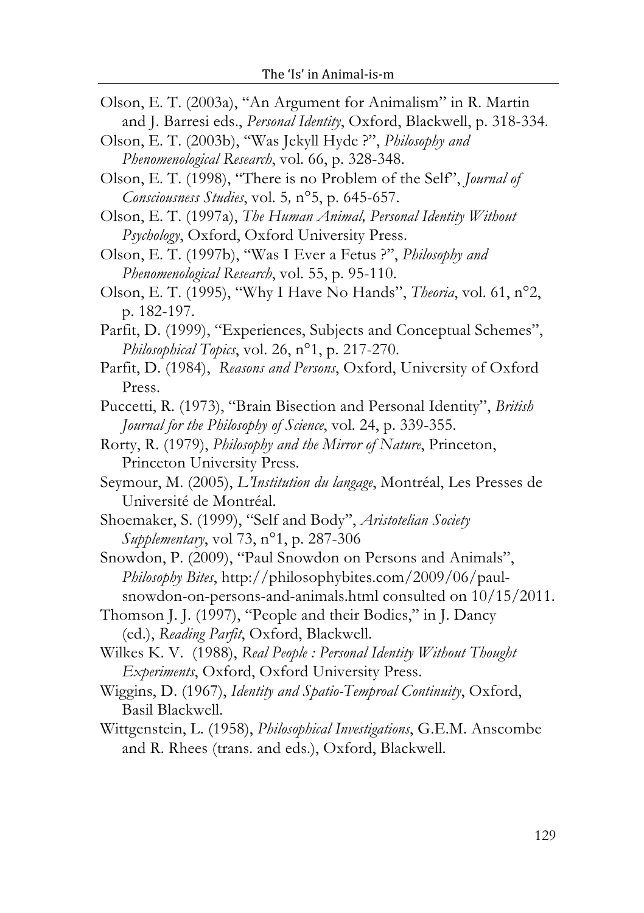Olson, E. T. (2003a), "An Argument for Animalism" in R. Martin and J. Barresi eds., *Personal Identity*, Oxford, Blackwell, p. 318-334.

Olson, E. T. (2003b), "Was Jekyll Hyde ?", *Philosophy and Phenomenological Research*, vol. 66, p. 328-348.

Olson, E. T. (1998), "There is no Problem of the Self", *Journal of Consciousness Studies*, vol. 5*,* n°5, p. 645-657.

Olson, E. T. (1997a), *The Human Animal, Personal Identity Without Psychology*, Oxford, Oxford University Press.

Olson, E. T. (1997b), "Was I Ever a Fetus ?", *Philosophy and Phenomenological Research*, vol. 55, p. 95-110.

Olson, E. T. (1995), "Why I Have No Hands", *Theoria*, vol. 61, n°2, p. 182-197.

Parfit, D. (1999), "Experiences, Subjects and Conceptual Schemes", *Philosophical Topics*, vol. 26, n°1, p. 217-270.

Parfit, D. (1984), *Reasons and Persons*, Oxford, University of Oxford Press.

Puccetti, R. (1973), "Brain Bisection and Personal Identity", *British Journal for the Philosophy of Science*, vol. 24, p. 339-355.

Rorty, R. (1979), *Philosophy and the Mirror of Nature*, Princeton, Princeton University Press.

Seymour, M. (2005), *L'Institution du langage*, Montréal, Les Presses de Université de Montréal.

Shoemaker, S. (1999), "Self and Body", *Aristotelian Society Supplementary*, vol 73, n°1, p. 287-306

Snowdon, P. (2009), "Paul Snowdon on Persons and Animals", *Philosophy Bites*, http://philosophybites.com/2009/06/paul-snowdon-on-persons-and-animals.html consulted on 10/15/2011.

Thomson J. J. (1997), "People and their Bodies," in J. Dancy (ed.), *Reading Parfit*, Oxford, Blackwell.

Wilkes K. V. (1988), *Real People : Personal Identity Without Thought Experiments*, Oxford, Oxford University Press.

Wiggins, D. (1967), *Identity and Spatio-Temproal Continuity*, Oxford, Basil Blackwell.

Wittgenstein, L. (1958), *Philosophical Investigations*, G.E.M. Anscombe and R. Rhees (trans. and eds.), Oxford, Blackwell.